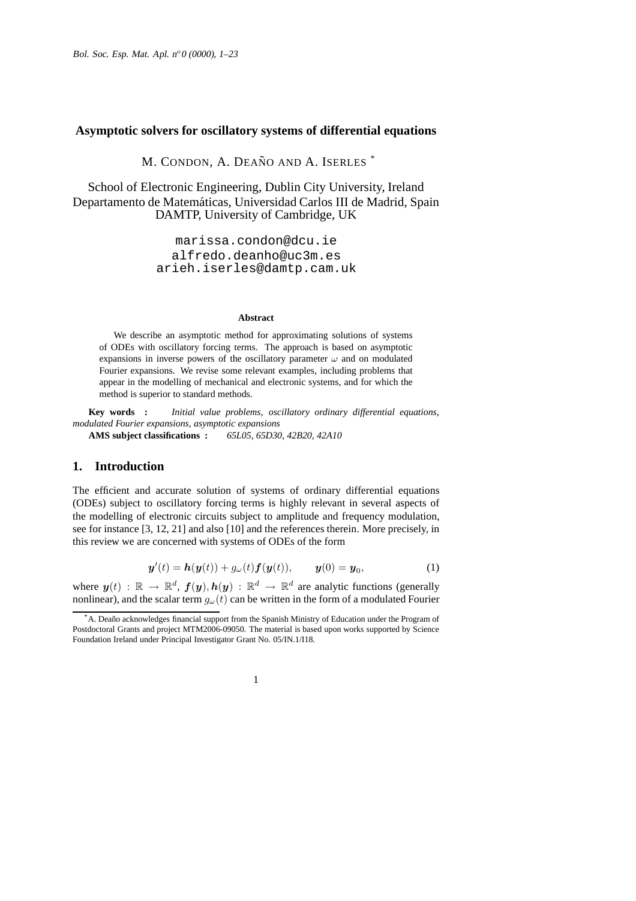# Asymptotic solvers for oscillatory systems of differential equations

M. CONDON, A. DEAÑO AND A. ISERLES *

School of Electronic Engineering, Dublin City University, Ireland
Departamento de Matemáticas, Universidad Carlos III de Madrid, Spain
DAMTP, University of Cambridge, UK

marissa.condon@dcu.ie
alfredo.deanho@uc3m.es
arieh.iserles@damtp.cam.uk

**Abstract**

We describe an asymptotic method for approximating solutions of systems of ODEs with oscillatory forcing terms. The approach is based on asymptotic expansions in inverse powers of the oscillatory parameter $\omega$ and on modulated Fourier expansions. We revise some relevant examples, including problems that appear in the modelling of mechanical and electronic systems, and for which the method is superior to standard methods.

**Key words :** *Initial value problems, oscillatory ordinary differential equations, modulated Fourier expansions, asymptotic expansions*

**AMS subject classifications :** *65L05, 65D30, 42B20, 42A10*

## 1. Introduction

The efficient and accurate solution of systems of ordinary differential equations (ODEs) subject to oscillatory forcing terms is highly relevant in several aspects of the modelling of electronic circuits subject to amplitude and frequency modulation, see for instance [3, 12, 21] and also [10] and the references therein. More precisely, in this review we are concerned with systems of ODEs of the form

$$\boldsymbol{y}'(t) = \boldsymbol{h}(\boldsymbol{y}(t)) + g_\omega(t)\boldsymbol{f}(\boldsymbol{y}(t)), \qquad \boldsymbol{y}(0) = \boldsymbol{y}_0, \tag{1}$$

where $\boldsymbol{y}(t) : \mathbb{R} \to \mathbb{R}^d$, $\boldsymbol{f}(\boldsymbol{y}), \boldsymbol{h}(\boldsymbol{y}) : \mathbb{R}^d \to \mathbb{R}^d$ are analytic functions (generally nonlinear), and the scalar term $g_\omega(t)$ can be written in the form of a modulated Fourier

---

* A. Deaño acknowledges financial support from the Spanish Ministry of Education under the Program of Postdoctoral Grants and project MTM2006-09050. The material is based upon works supported by Science Foundation Ireland under Principal Investigator Grant No. 05/IN.1/I18.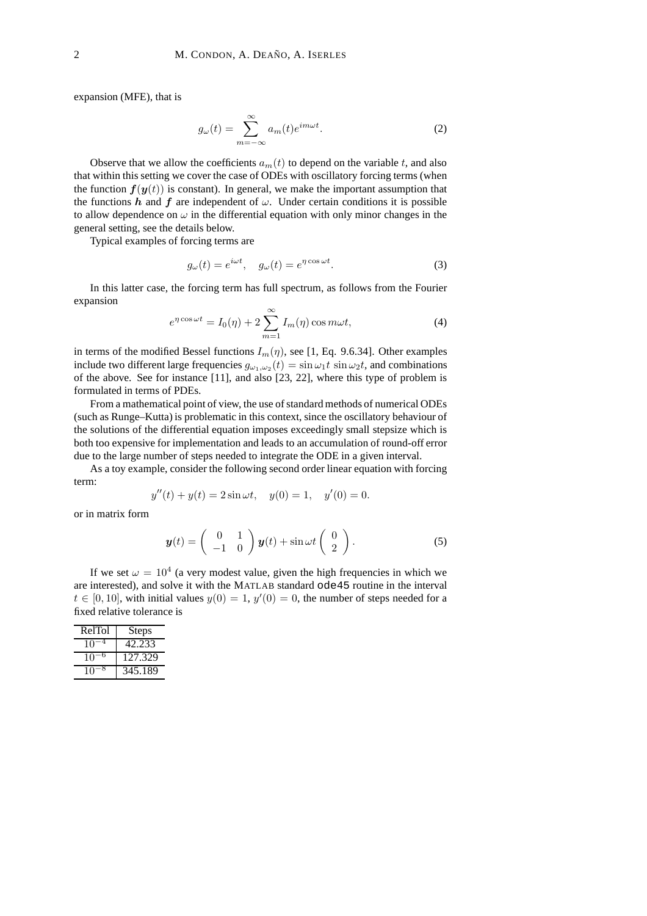expansion (MFE), that is

$$g_\omega(t) = \sum_{m=-\infty}^{\infty} a_m(t) e^{im\omega t}. \tag{2}$$

Observe that we allow the coefficients $a_m(t)$ to depend on the variable $t$, and also that within this setting we cover the case of ODEs with oscillatory forcing terms (when the function $\boldsymbol{f}(\boldsymbol{y}(t))$ is constant). In general, we make the important assumption that the functions $\boldsymbol{h}$ and $\boldsymbol{f}$ are independent of $\omega$. Under certain conditions it is possible to allow dependence on $\omega$ in the differential equation with only minor changes in the general setting, see the details below.

Typical examples of forcing terms are

$$g_\omega(t) = e^{i\omega t}, \quad g_\omega(t) = e^{\eta \cos \omega t}. \tag{3}$$

In this latter case, the forcing term has full spectrum, as follows from the Fourier expansion

$$e^{\eta \cos \omega t} = I_0(\eta) + 2\sum_{m=1}^{\infty} I_m(\eta) \cos m\omega t, \tag{4}$$

in terms of the modified Bessel functions $I_m(\eta)$, see [1, Eq. 9.6.34]. Other examples include two different large frequencies $g_{\omega_1,\omega_2}(t) = \sin \omega_1 t \, \sin \omega_2 t$, and combinations of the above. See for instance [11], and also [23, 22], where this type of problem is formulated in terms of PDEs.

From a mathematical point of view, the use of standard methods of numerical ODEs (such as Runge–Kutta) is problematic in this context, since the oscillatory behaviour of the solutions of the differential equation imposes exceedingly small stepsize which is both too expensive for implementation and leads to an accumulation of round-off error due to the large number of steps needed to integrate the ODE in a given interval.

As a toy example, consider the following second order linear equation with forcing term:

$$y''(t) + y(t) = 2\sin \omega t, \quad y(0) = 1, \quad y'(0) = 0.$$

or in matrix form

$$\boldsymbol{y}(t) = \begin{pmatrix} 0 & 1 \\ -1 & 0 \end{pmatrix} \boldsymbol{y}(t) + \sin \omega t \begin{pmatrix} 0 \\ 2 \end{pmatrix}. \tag{5}$$

If we set $\omega = 10^4$ (a very modest value, given the high frequencies in which we are interested), and solve it with the MATLAB standard `ode45` routine in the interval $t \in [0, 10]$, with initial values $y(0) = 1$, $y'(0) = 0$, the number of steps needed for a fixed relative tolerance is

| RelTol | Steps |
|---|---|
| $10^{-4}$ | 42.233 |
| $10^{-6}$ | 127.329 |
| $10^{-8}$ | 345.189 |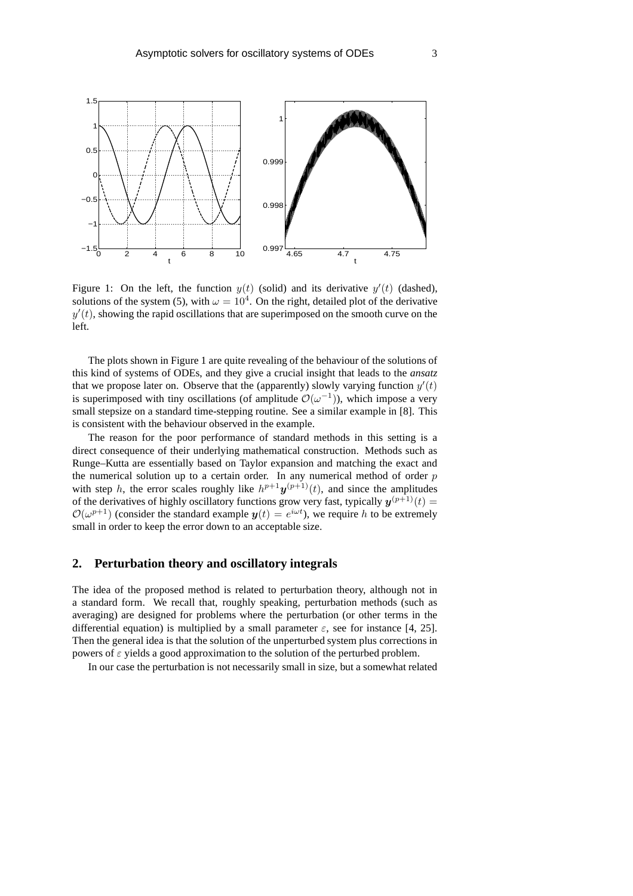Figure 1: On the left, the function $y(t)$ (solid) and its derivative $y'(t)$ (dashed), solutions of the system (5), with $\omega = 10^4$. On the right, detailed plot of the derivative $y'(t)$, showing the rapid oscillations that are superimposed on the smooth curve on the left.

The plots shown in Figure 1 are quite revealing of the behaviour of the solutions of this kind of systems of ODEs, and they give a crucial insight that leads to the *ansatz* that we propose later on. Observe that the (apparently) slowly varying function $y'(t)$ is superimposed with tiny oscillations (of amplitude $\mathcal{O}(\omega^{-1})$), which impose a very small stepsize on a standard time-stepping routine. See a similar example in [8]. This is consistent with the behaviour observed in the example.

The reason for the poor performance of standard methods in this setting is a direct consequence of their underlying mathematical construction. Methods such as Runge–Kutta are essentially based on Taylor expansion and matching the exact and the numerical solution up to a certain order. In any numerical method of order $p$ with step $h$, the error scales roughly like $h^{p+1}\boldsymbol{y}^{(p+1)}(t)$, and since the amplitudes of the derivatives of highly oscillatory functions grow very fast, typically $\boldsymbol{y}^{(p+1)}(t) = \mathcal{O}(\omega^{p+1})$ (consider the standard example $\boldsymbol{y}(t) = e^{i\omega t}$), we require $h$ to be extremely small in order to keep the error down to an acceptable size.

## 2. Perturbation theory and oscillatory integrals

The idea of the proposed method is related to perturbation theory, although not in a standard form. We recall that, roughly speaking, perturbation methods (such as averaging) are designed for problems where the perturbation (or other terms in the differential equation) is multiplied by a small parameter $\varepsilon$, see for instance [4, 25]. Then the general idea is that the solution of the unperturbed system plus corrections in powers of $\varepsilon$ yields a good approximation to the solution of the perturbed problem.

In our case the perturbation is not necessarily small in size, but a somewhat related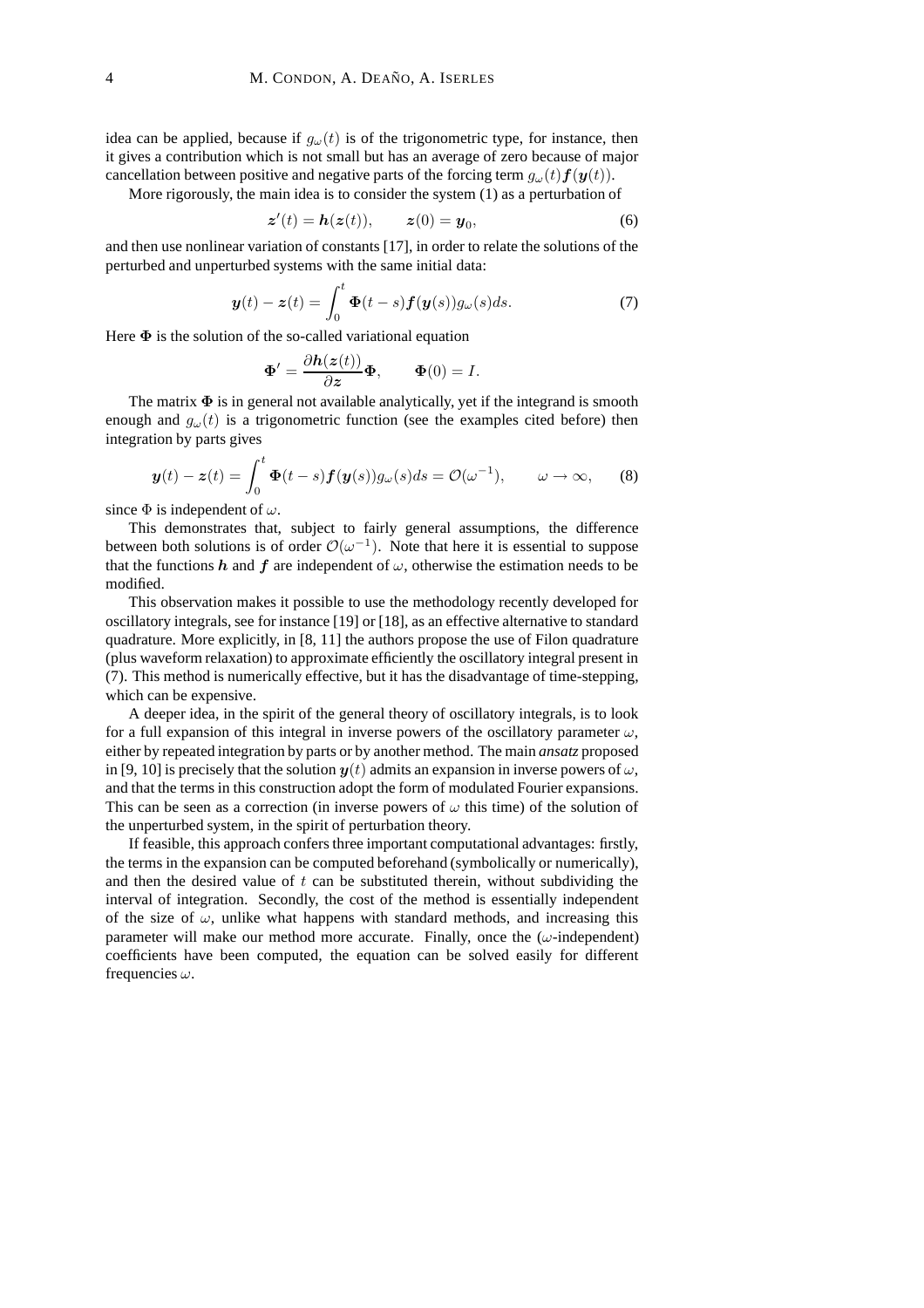idea can be applied, because if $g_\omega(t)$ is of the trigonometric type, for instance, then it gives a contribution which is not small but has an average of zero because of major cancellation between positive and negative parts of the forcing term $g_\omega(t)\boldsymbol{f}(\boldsymbol{y}(t))$.

More rigorously, the main idea is to consider the system (1) as a perturbation of

$$\boldsymbol{z}'(t) = \boldsymbol{h}(\boldsymbol{z}(t)), \qquad \boldsymbol{z}(0) = \boldsymbol{y}_0, \tag{6}$$

and then use nonlinear variation of constants [17], in order to relate the solutions of the perturbed and unperturbed systems with the same initial data:

$$\boldsymbol{y}(t) - \boldsymbol{z}(t) = \int_0^t \boldsymbol{\Phi}(t-s)\boldsymbol{f}(\boldsymbol{y}(s))g_\omega(s)ds. \tag{7}$$

Here $\boldsymbol{\Phi}$ is the solution of the so-called variational equation

$$\boldsymbol{\Phi}' = \frac{\partial \boldsymbol{h}(\boldsymbol{z}(t))}{\partial \boldsymbol{z}}\boldsymbol{\Phi}, \qquad \boldsymbol{\Phi}(0) = I.$$

The matrix $\boldsymbol{\Phi}$ is in general not available analytically, yet if the integrand is smooth enough and $g_\omega(t)$ is a trigonometric function (see the examples cited before) then integration by parts gives

$$\boldsymbol{y}(t) - \boldsymbol{z}(t) = \int_0^t \boldsymbol{\Phi}(t-s)\boldsymbol{f}(\boldsymbol{y}(s))g_\omega(s)ds = \mathcal{O}(\omega^{-1}), \qquad \omega \to \infty, \tag{8}$$

since $\Phi$ is independent of $\omega$.

This demonstrates that, subject to fairly general assumptions, the difference between both solutions is of order $\mathcal{O}(\omega^{-1})$. Note that here it is essential to suppose that the functions $\boldsymbol{h}$ and $\boldsymbol{f}$ are independent of $\omega$, otherwise the estimation needs to be modified.

This observation makes it possible to use the methodology recently developed for oscillatory integrals, see for instance [19] or [18], as an effective alternative to standard quadrature. More explicitly, in [8, 11] the authors propose the use of Filon quadrature (plus waveform relaxation) to approximate efficiently the oscillatory integral present in (7). This method is numerically effective, but it has the disadvantage of time-stepping, which can be expensive.

A deeper idea, in the spirit of the general theory of oscillatory integrals, is to look for a full expansion of this integral in inverse powers of the oscillatory parameter $\omega$, either by repeated integration by parts or by another method. The main *ansatz* proposed in [9, 10] is precisely that the solution $\boldsymbol{y}(t)$ admits an expansion in inverse powers of $\omega$, and that the terms in this construction adopt the form of modulated Fourier expansions. This can be seen as a correction (in inverse powers of $\omega$ this time) of the solution of the unperturbed system, in the spirit of perturbation theory.

If feasible, this approach confers three important computational advantages: firstly, the terms in the expansion can be computed beforehand (symbolically or numerically), and then the desired value of $t$ can be substituted therein, without subdividing the interval of integration. Secondly, the cost of the method is essentially independent of the size of $\omega$, unlike what happens with standard methods, and increasing this parameter will make our method more accurate. Finally, once the ($\omega$-independent) coefficients have been computed, the equation can be solved easily for different frequencies $\omega$.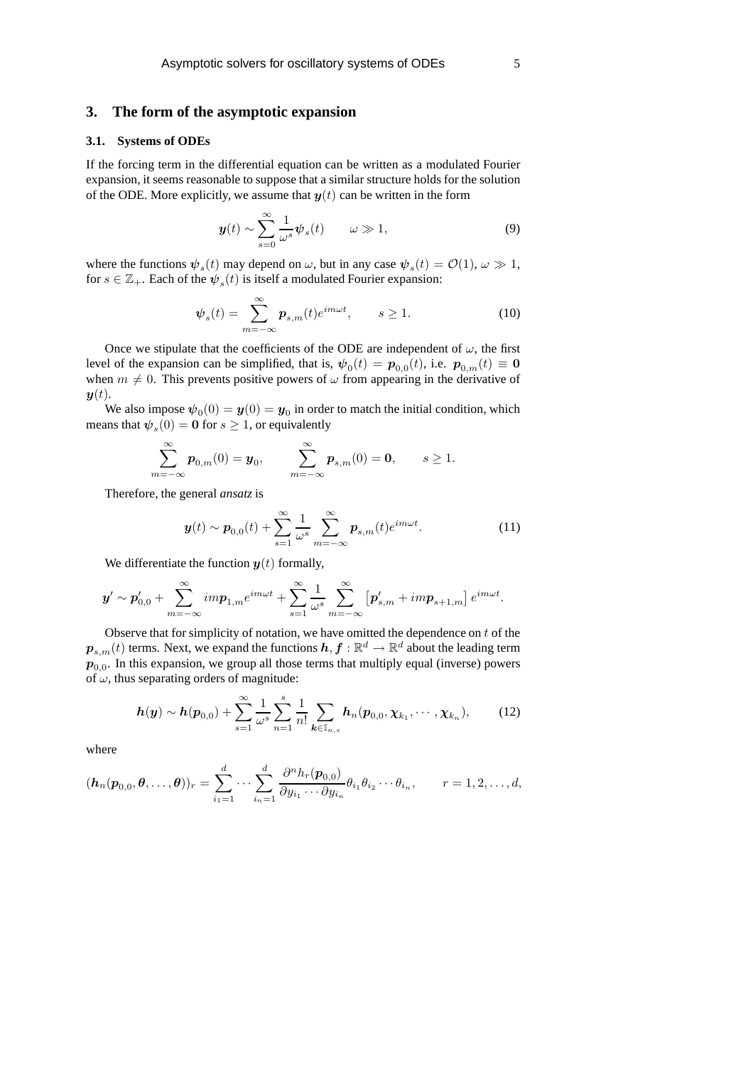## 3. The form of the asymptotic expansion

### 3.1. Systems of ODEs

If the forcing term in the differential equation can be written as a modulated Fourier expansion, it seems reasonable to suppose that a similar structure holds for the solution of the ODE. More explicitly, we assume that $\boldsymbol{y}(t)$ can be written in the form

$$\boldsymbol{y}(t) \sim \sum_{s=0}^{\infty} \frac{1}{\omega^s} \boldsymbol{\psi}_s(t) \qquad \omega \gg 1, \tag{9}$$

where the functions $\boldsymbol{\psi}_s(t)$ may depend on $\omega$, but in any case $\boldsymbol{\psi}_s(t) = \mathcal{O}(1)$, $\omega \gg 1$, for $s \in \mathbb{Z}_+$. Each of the $\boldsymbol{\psi}_s(t)$ is itself a modulated Fourier expansion:

$$\boldsymbol{\psi}_s(t) = \sum_{m=-\infty}^{\infty} \boldsymbol{p}_{s,m}(t) e^{im\omega t}, \qquad s \geq 1. \tag{10}$$

Once we stipulate that the coefficients of the ODE are independent of $\omega$, the first level of the expansion can be simplified, that is, $\boldsymbol{\psi}_0(t) = \boldsymbol{p}_{0,0}(t)$, i.e. $\boldsymbol{p}_{0,m}(t) \equiv \boldsymbol{0}$ when $m \neq 0$. This prevents positive powers of $\omega$ from appearing in the derivative of $\boldsymbol{y}(t)$.

We also impose $\boldsymbol{\psi}_0(0) = \boldsymbol{y}(0) = \boldsymbol{y}_0$ in order to match the initial condition, which means that $\boldsymbol{\psi}_s(0) = \boldsymbol{0}$ for $s \geq 1$, or equivalently

$$\sum_{m=-\infty}^{\infty} \boldsymbol{p}_{0,m}(0) = \boldsymbol{y}_0, \qquad \sum_{m=-\infty}^{\infty} \boldsymbol{p}_{s,m}(0) = \boldsymbol{0}, \qquad s \geq 1.$$

Therefore, the general *ansatz* is

$$\boldsymbol{y}(t) \sim \boldsymbol{p}_{0,0}(t) + \sum_{s=1}^{\infty} \frac{1}{\omega^s} \sum_{m=-\infty}^{\infty} \boldsymbol{p}_{s,m}(t) e^{im\omega t}. \tag{11}$$

We differentiate the function $\boldsymbol{y}(t)$ formally,

$$\boldsymbol{y}' \sim \boldsymbol{p}'_{0,0} + \sum_{m=-\infty}^{\infty} im\boldsymbol{p}_{1,m} e^{im\omega t} + \sum_{s=1}^{\infty} \frac{1}{\omega^s} \sum_{m=-\infty}^{\infty} \left[\boldsymbol{p}'_{s,m} + im\boldsymbol{p}_{s+1,m}\right] e^{im\omega t}.$$

Observe that for simplicity of notation, we have omitted the dependence on $t$ of the $\boldsymbol{p}_{s,m}(t)$ terms. Next, we expand the functions $\boldsymbol{h}, \boldsymbol{f} : \mathbb{R}^d \to \mathbb{R}^d$ about the leading term $\boldsymbol{p}_{0,0}$. In this expansion, we group all those terms that multiply equal (inverse) powers of $\omega$, thus separating orders of magnitude:

$$\boldsymbol{h}(\boldsymbol{y}) \sim \boldsymbol{h}(\boldsymbol{p}_{0,0}) + \sum_{s=1}^{\infty} \frac{1}{\omega^s} \sum_{n=1}^{s} \frac{1}{n!} \sum_{\boldsymbol{k} \in \mathbb{I}_{n,s}} \boldsymbol{h}_n(\boldsymbol{p}_{0,0}, \boldsymbol{\chi}_{k_1}, \cdots, \boldsymbol{\chi}_{k_n}), \tag{12}$$

where

$$(\boldsymbol{h}_n(\boldsymbol{p}_{0,0}, \boldsymbol{\theta}, \ldots, \boldsymbol{\theta}))_r = \sum_{i_1=1}^{d} \cdots \sum_{i_n=1}^{d} \frac{\partial^n h_r(\boldsymbol{p}_{0,0})}{\partial y_{i_1} \cdots \partial y_{i_n}} \theta_{i_1} \theta_{i_2} \cdots \theta_{i_n}, \qquad r = 1, 2, \ldots, d,$$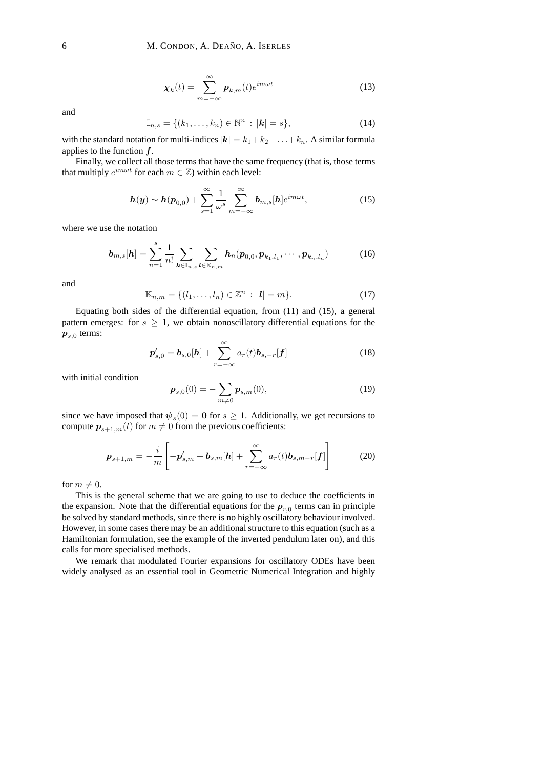$$\boldsymbol{\chi}_k(t) = \sum_{m=-\infty}^{\infty} \boldsymbol{p}_{k,m}(t) e^{im\omega t} \tag{13}$$

and

$$\mathbb{I}_{n,s} = \{(k_1, \ldots, k_n) \in \mathbb{N}^n \,:\, |\boldsymbol{k}| = s\}, \tag{14}$$

with the standard notation for multi-indices $|\boldsymbol{k}| = k_1 + k_2 + \ldots + k_n$. A similar formula applies to the function $\boldsymbol{f}$.

Finally, we collect all those terms that have the same frequency (that is, those terms that multiply $e^{im\omega t}$ for each $m \in \mathbb{Z}$) within each level:

$$\boldsymbol{h}(\boldsymbol{y}) \sim \boldsymbol{h}(\boldsymbol{p}_{0,0}) + \sum_{s=1}^{\infty} \frac{1}{\omega^s} \sum_{m=-\infty}^{\infty} \boldsymbol{b}_{m,s}[\boldsymbol{h}] e^{im\omega t}, \tag{15}$$

where we use the notation

$$\boldsymbol{b}_{m,s}[\boldsymbol{h}] = \sum_{n=1}^{s} \frac{1}{n!} \sum_{\boldsymbol{k} \in \mathbb{I}_{n,s}} \sum_{\boldsymbol{l} \in \mathbb{K}_{n,m}} \boldsymbol{h}_n(\boldsymbol{p}_{0,0}, \boldsymbol{p}_{k_1,l_1}, \cdots, \boldsymbol{p}_{k_n,l_n}) \tag{16}$$

and

$$\mathbb{K}_{n,m} = \{(l_1, \ldots, l_n) \in \mathbb{Z}^n \,:\, |\boldsymbol{l}| = m\}. \tag{17}$$

Equating both sides of the differential equation, from (11) and (15), a general pattern emerges: for $s \geq 1$, we obtain nonoscillatory differential equations for the $\boldsymbol{p}_{s,0}$ terms:

$$\boldsymbol{p}'_{s,0} = \boldsymbol{b}_{s,0}[\boldsymbol{h}] + \sum_{r=-\infty}^{\infty} a_r(t) \boldsymbol{b}_{s,-r}[\boldsymbol{f}] \tag{18}$$

with initial condition

$$\boldsymbol{p}_{s,0}(0) = -\sum_{m \neq 0} \boldsymbol{p}_{s,m}(0), \tag{19}$$

since we have imposed that $\boldsymbol{\psi}_s(0) = \boldsymbol{0}$ for $s \geq 1$. Additionally, we get recursions to compute $\boldsymbol{p}_{s+1,m}(t)$ for $m \neq 0$ from the previous coefficients:

$$\boldsymbol{p}_{s+1,m} = -\frac{i}{m} \left[ -\boldsymbol{p}'_{s,m} + \boldsymbol{b}_{s,m}[\boldsymbol{h}] + \sum_{r=-\infty}^{\infty} a_r(t) \boldsymbol{b}_{s,m-r}[\boldsymbol{f}] \right] \tag{20}$$

for $m \neq 0$.

This is the general scheme that we are going to use to deduce the coefficients in the expansion. Note that the differential equations for the $\boldsymbol{p}_{r,0}$ terms can in principle be solved by standard methods, since there is no highly oscillatory behaviour involved. However, in some cases there may be an additional structure to this equation (such as a Hamiltonian formulation, see the example of the inverted pendulum later on), and this calls for more specialised methods.

We remark that modulated Fourier expansions for oscillatory ODEs have been widely analysed as an essential tool in Geometric Numerical Integration and highly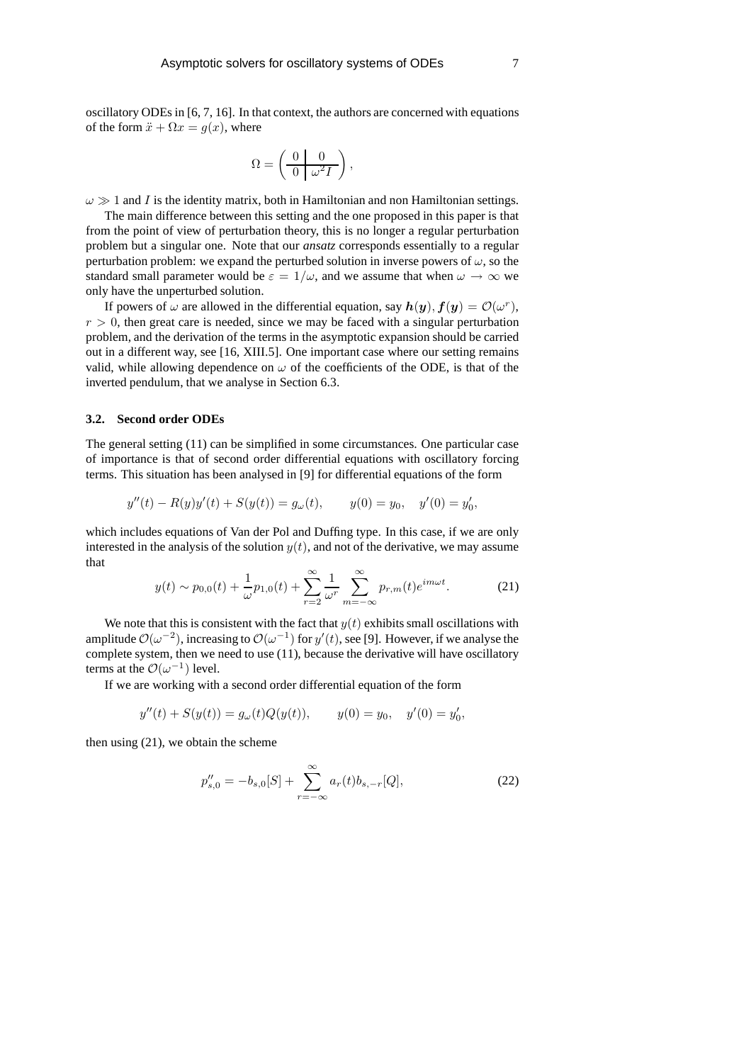oscillatory ODEs in [6, 7, 16]. In that context, the authors are concerned with equations of the form $\ddot{x} + \Omega x = g(x)$, where

$$\Omega = \left( \begin{array}{c|c} 0 & 0 \\ \hline 0 & \omega^2 I \end{array} \right),$$

$\omega \gg 1$ and $I$ is the identity matrix, both in Hamiltonian and non Hamiltonian settings.

The main difference between this setting and the one proposed in this paper is that from the point of view of perturbation theory, this is no longer a regular perturbation problem but a singular one. Note that our *ansatz* corresponds essentially to a regular perturbation problem: we expand the perturbed solution in inverse powers of $\omega$, so the standard small parameter would be $\varepsilon = 1/\omega$, and we assume that when $\omega \to \infty$ we only have the unperturbed solution.

If powers of $\omega$ are allowed in the differential equation, say $\boldsymbol{h}(\boldsymbol{y}), \boldsymbol{f}(\boldsymbol{y}) = \mathcal{O}(\omega^r)$, $r > 0$, then great care is needed, since we may be faced with a singular perturbation problem, and the derivation of the terms in the asymptotic expansion should be carried out in a different way, see [16, XIII.5]. One important case where our setting remains valid, while allowing dependence on $\omega$ of the coefficients of the ODE, is that of the inverted pendulum, that we analyse in Section 6.3.

### 3.2. Second order ODEs

The general setting (11) can be simplified in some circumstances. One particular case of importance is that of second order differential equations with oscillatory forcing terms. This situation has been analysed in [9] for differential equations of the form

$$y''(t) - R(y)y'(t) + S(y(t)) = g_\omega(t), \qquad y(0) = y_0, \quad y'(0) = y_0',$$

which includes equations of Van der Pol and Duffing type. In this case, if we are only interested in the analysis of the solution $y(t)$, and not of the derivative, we may assume that

$$y(t) \sim p_{0,0}(t) + \frac{1}{\omega} p_{1,0}(t) + \sum_{r=2}^{\infty} \frac{1}{\omega^r} \sum_{m=-\infty}^{\infty} p_{r,m}(t) e^{im\omega t}. \tag{21}$$

We note that this is consistent with the fact that $y(t)$ exhibits small oscillations with amplitude $\mathcal{O}(\omega^{-2})$, increasing to $\mathcal{O}(\omega^{-1})$ for $y'(t)$, see [9]. However, if we analyse the complete system, then we need to use (11), because the derivative will have oscillatory terms at the $\mathcal{O}(\omega^{-1})$ level.

If we are working with a second order differential equation of the form

$$y''(t) + S(y(t)) = g_\omega(t) Q(y(t)), \qquad y(0) = y_0, \quad y'(0) = y_0',$$

then using (21), we obtain the scheme

$$p_{s,0}'' = -b_{s,0}[S] + \sum_{r=-\infty}^{\infty} a_r(t) b_{s,-r}[Q], \tag{22}$$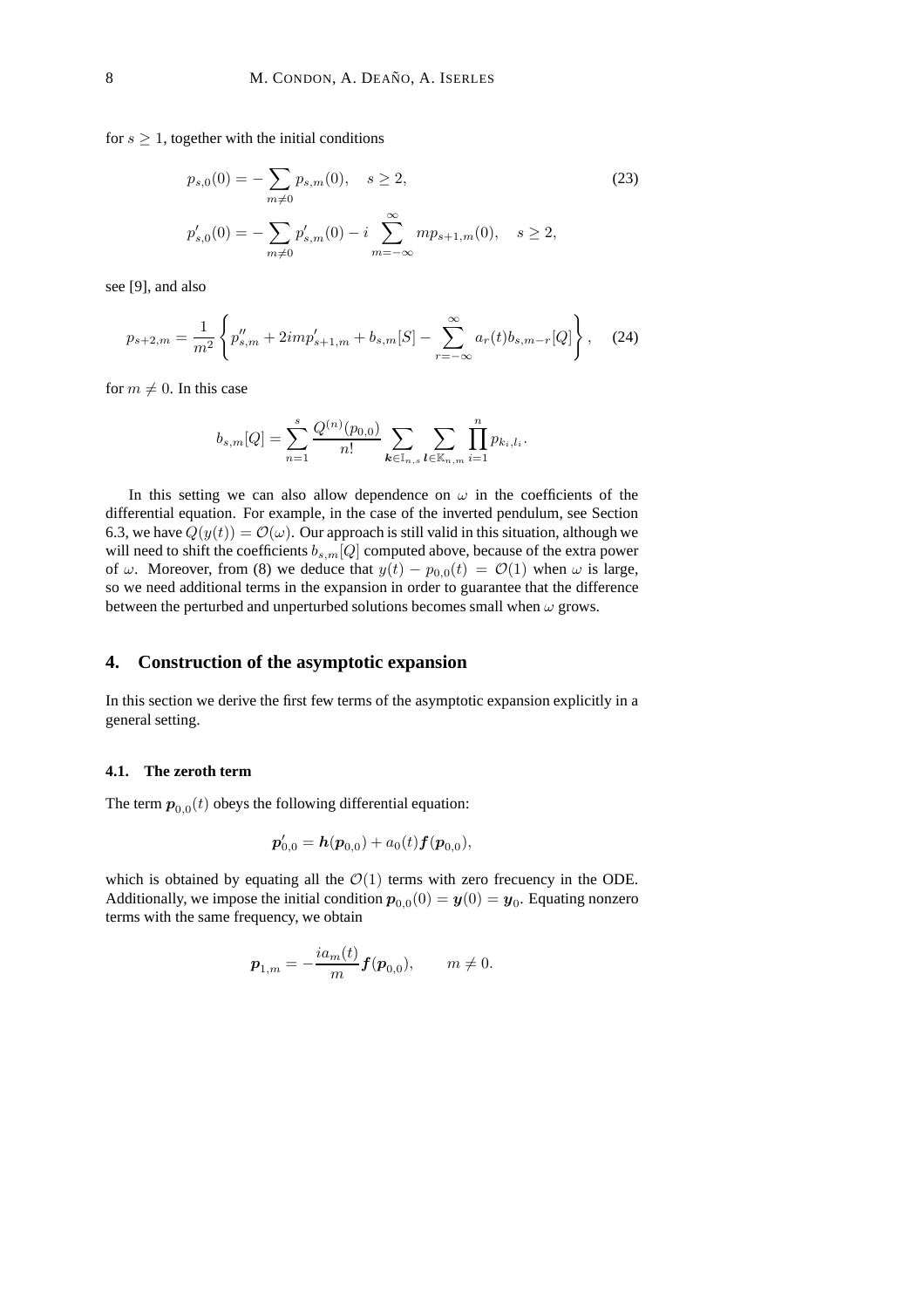for $s \geq 1$, together with the initial conditions

$$
\begin{aligned}
p_{s,0}(0) &= -\sum_{m\neq 0} p_{s,m}(0), \quad s \geq 2, \\
p'_{s,0}(0) &= -\sum_{m\neq 0} p'_{s,m}(0) - i\sum_{m=-\infty}^{\infty} m p_{s+1,m}(0), \quad s \geq 2,
\end{aligned} \tag{23}
$$

see [9], and also

$$
p_{s+2,m} = \frac{1}{m^2}\left\{ p''_{s,m} + 2imp'_{s+1,m} + b_{s,m}[S] - \sum_{r=-\infty}^{\infty} a_r(t) b_{s,m-r}[Q] \right\}, \tag{24}
$$

for $m \neq 0$. In this case

$$
b_{s,m}[Q] = \sum_{n=1}^{s} \frac{Q^{(n)}(p_{0,0})}{n!} \sum_{\boldsymbol{k}\in\mathbb{I}_{n,s}} \sum_{\boldsymbol{l}\in\mathbb{K}_{n,m}} \prod_{i=1}^{n} p_{k_i,l_i}.
$$

In this setting we can also allow dependence on $\omega$ in the coefficients of the differential equation. For example, in the case of the inverted pendulum, see Section 6.3, we have $Q(y(t)) = \mathcal{O}(\omega)$. Our approach is still valid in this situation, although we will need to shift the coefficients $b_{s,m}[Q]$ computed above, because of the extra power of $\omega$. Moreover, from (8) we deduce that $y(t) - p_{0,0}(t) = \mathcal{O}(1)$ when $\omega$ is large, so we need additional terms in the expansion in order to guarantee that the difference between the perturbed and unperturbed solutions becomes small when $\omega$ grows.

## 4. Construction of the asymptotic expansion

In this section we derive the first few terms of the asymptotic expansion explicitly in a general setting.

### 4.1. The zeroth term

The term $\boldsymbol{p}_{0,0}(t)$ obeys the following differential equation:

$$
\boldsymbol{p}'_{0,0} = \boldsymbol{h}(\boldsymbol{p}_{0,0}) + a_0(t)\boldsymbol{f}(\boldsymbol{p}_{0,0}),
$$

which is obtained by equating all the $\mathcal{O}(1)$ terms with zero frecuency in the ODE. Additionally, we impose the initial condition $\boldsymbol{p}_{0,0}(0) = \boldsymbol{y}(0) = \boldsymbol{y}_0$. Equating nonzero terms with the same frequency, we obtain

$$
\boldsymbol{p}_{1,m} = -\frac{ia_m(t)}{m}\boldsymbol{f}(\boldsymbol{p}_{0,0}), \qquad m \neq 0.
$$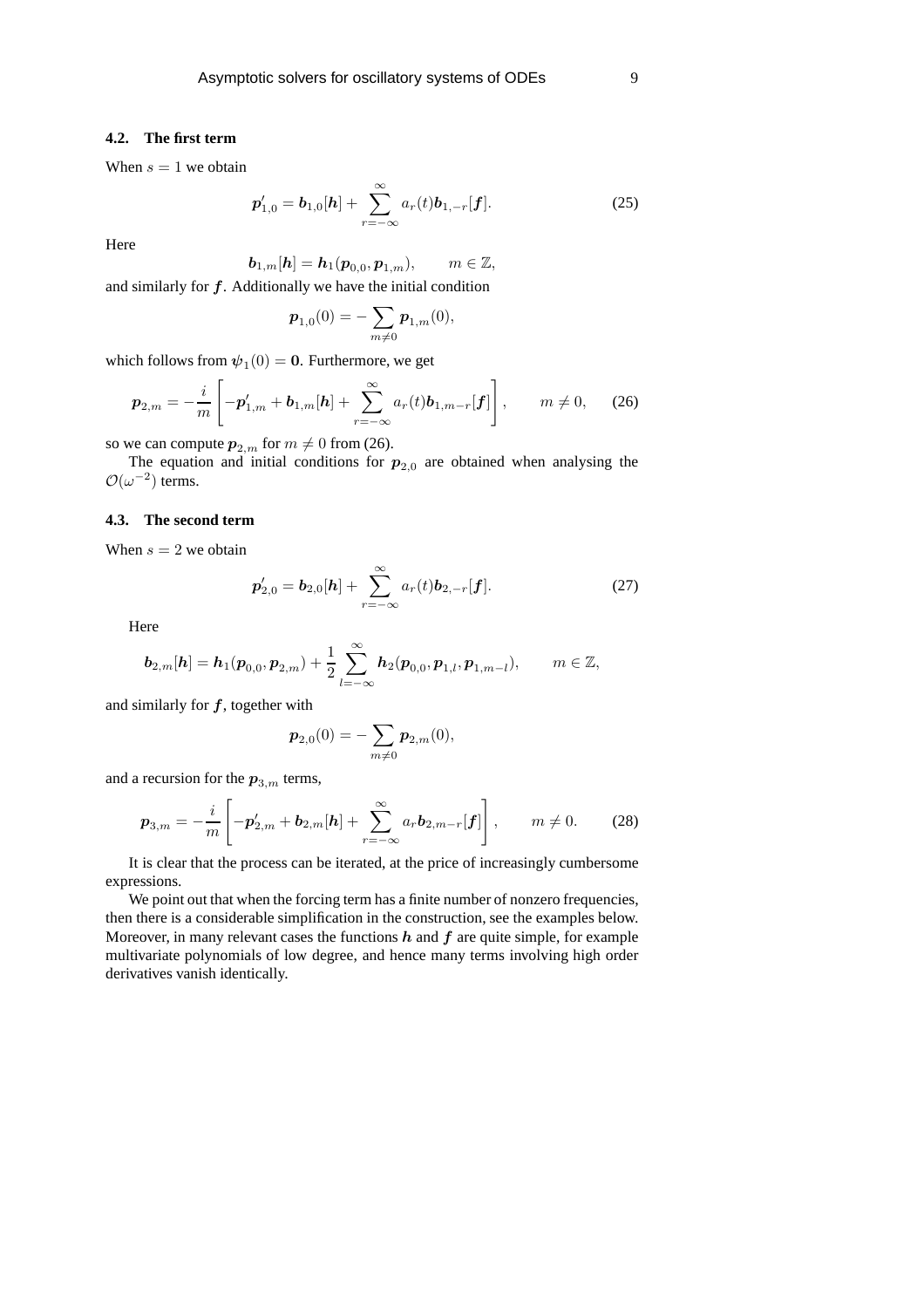### 4.2. The first term

When $s = 1$ we obtain

$$\boldsymbol{p}_{1,0}' = \boldsymbol{b}_{1,0}[\boldsymbol{h}] + \sum_{r=-\infty}^{\infty} a_r(t)\boldsymbol{b}_{1,-r}[\boldsymbol{f}]. \tag{25}$$

Here

$$\boldsymbol{b}_{1,m}[\boldsymbol{h}] = \boldsymbol{h}_1(\boldsymbol{p}_{0,0}, \boldsymbol{p}_{1,m}), \qquad m \in \mathbb{Z},$$

and similarly for $\boldsymbol{f}$. Additionally we have the initial condition

$$\boldsymbol{p}_{1,0}(0) = -\sum_{m \neq 0} \boldsymbol{p}_{1,m}(0),$$

which follows from $\boldsymbol{\psi}_1(0) = \boldsymbol{0}$. Furthermore, we get

$$\boldsymbol{p}_{2,m} = -\frac{i}{m}\left[-\boldsymbol{p}_{1,m}' + \boldsymbol{b}_{1,m}[\boldsymbol{h}] + \sum_{r=-\infty}^{\infty} a_r(t)\boldsymbol{b}_{1,m-r}[\boldsymbol{f}]\right], \qquad m \neq 0, \tag{26}$$

so we can compute $\boldsymbol{p}_{2,m}$ for $m \neq 0$ from (26).

The equation and initial conditions for $\boldsymbol{p}_{2,0}$ are obtained when analysing the $\mathcal{O}(\omega^{-2})$ terms.

### 4.3. The second term

When $s = 2$ we obtain

$$\boldsymbol{p}_{2,0}' = \boldsymbol{b}_{2,0}[\boldsymbol{h}] + \sum_{r=-\infty}^{\infty} a_r(t)\boldsymbol{b}_{2,-r}[\boldsymbol{f}]. \tag{27}$$

Here

$$\boldsymbol{b}_{2,m}[\boldsymbol{h}] = \boldsymbol{h}_1(\boldsymbol{p}_{0,0}, \boldsymbol{p}_{2,m}) + \frac{1}{2}\sum_{l=-\infty}^{\infty} \boldsymbol{h}_2(\boldsymbol{p}_{0,0}, \boldsymbol{p}_{1,l}, \boldsymbol{p}_{1,m-l}), \qquad m \in \mathbb{Z},$$

and similarly for $\boldsymbol{f}$, together with

$$\boldsymbol{p}_{2,0}(0) = -\sum_{m \neq 0} \boldsymbol{p}_{2,m}(0),$$

and a recursion for the $\boldsymbol{p}_{3,m}$ terms,

$$\boldsymbol{p}_{3,m} = -\frac{i}{m}\left[-\boldsymbol{p}_{2,m}' + \boldsymbol{b}_{2,m}[\boldsymbol{h}] + \sum_{r=-\infty}^{\infty} a_r\boldsymbol{b}_{2,m-r}[\boldsymbol{f}]\right], \qquad m \neq 0. \tag{28}$$

It is clear that the process can be iterated, at the price of increasingly cumbersome expressions.

We point out that when the forcing term has a finite number of nonzero frequencies, then there is a considerable simplification in the construction, see the examples below. Moreover, in many relevant cases the functions $\boldsymbol{h}$ and $\boldsymbol{f}$ are quite simple, for example multivariate polynomials of low degree, and hence many terms involving high order derivatives vanish identically.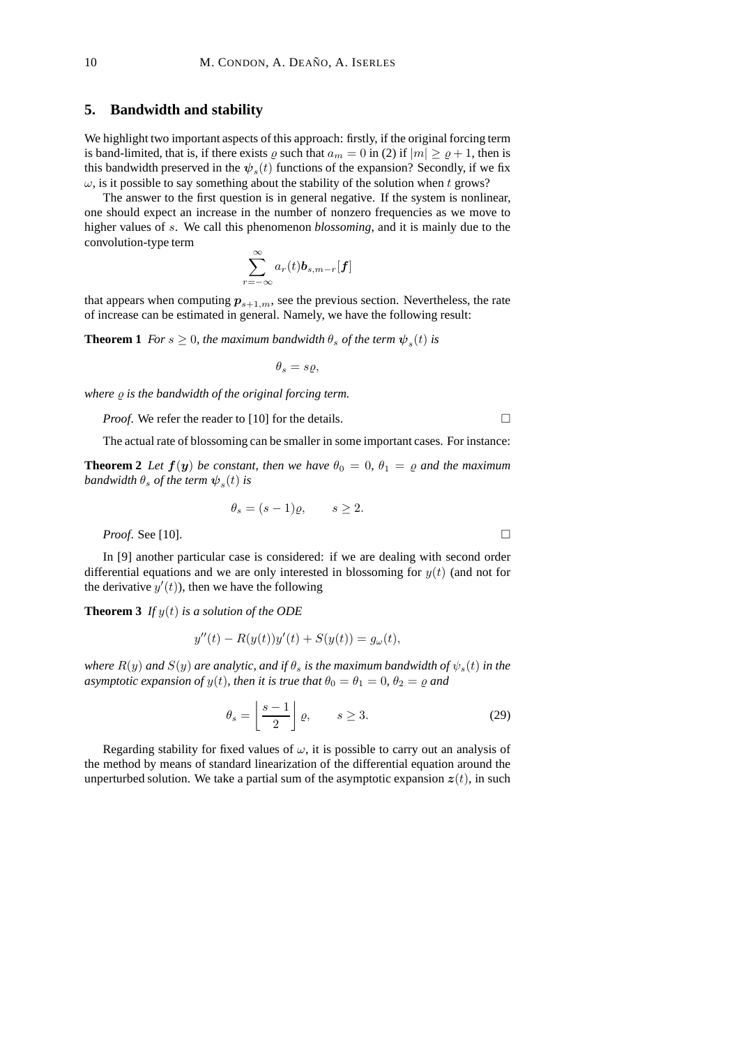## 5. Bandwidth and stability

We highlight two important aspects of this approach: firstly, if the original forcing term is band-limited, that is, if there exists $\varrho$ such that $a_m = 0$ in (2) if $|m| \geq \varrho + 1$, then is this bandwidth preserved in the $\boldsymbol{\psi}_s(t)$ functions of the expansion? Secondly, if we fix $\omega$, is it possible to say something about the stability of the solution when $t$ grows?

The answer to the first question is in general negative. If the system is nonlinear, one should expect an increase in the number of nonzero frequencies as we move to higher values of $s$. We call this phenomenon *blossoming*, and it is mainly due to the convolution-type term

$$\sum_{r=-\infty}^{\infty} a_r(t) \boldsymbol{b}_{s,m-r}[\boldsymbol{f}]$$

that appears when computing $\boldsymbol{p}_{s+1,m}$, see the previous section. Nevertheless, the rate of increase can be estimated in general. Namely, we have the following result:

**Theorem 1** *For $s \geq 0$, the maximum bandwidth $\theta_s$ of the term $\boldsymbol{\psi}_s(t)$ is*

$$\theta_s = s\varrho,$$

*where $\varrho$ is the bandwidth of the original forcing term.*

*Proof.* We refer the reader to [10] for the details. □

The actual rate of blossoming can be smaller in some important cases. For instance:

**Theorem 2** *Let $\boldsymbol{f}(\boldsymbol{y})$ be constant, then we have $\theta_0 = 0$, $\theta_1 = \varrho$ and the maximum bandwidth $\theta_s$ of the term $\boldsymbol{\psi}_s(t)$ is*

$$\theta_s = (s-1)\varrho, \qquad s \geq 2.$$

*Proof.* See [10]. □

In [9] another particular case is considered: if we are dealing with second order differential equations and we are only interested in blossoming for $y(t)$ (and not for the derivative $y'(t)$), then we have the following

**Theorem 3** *If $y(t)$ is a solution of the ODE*

$$y''(t) - R(y(t))y'(t) + S(y(t)) = g_\omega(t),$$

*where $R(y)$ and $S(y)$ are analytic, and if $\theta_s$ is the maximum bandwidth of $\psi_s(t)$ in the asymptotic expansion of $y(t)$, then it is true that $\theta_0 = \theta_1 = 0$, $\theta_2 = \varrho$ and*

$$\theta_s = \left\lfloor \frac{s-1}{2} \right\rfloor \varrho, \qquad s \geq 3. \tag{29}$$

Regarding stability for fixed values of $\omega$, it is possible to carry out an analysis of the method by means of standard linearization of the differential equation around the unperturbed solution. We take a partial sum of the asymptotic expansion $\boldsymbol{z}(t)$, in such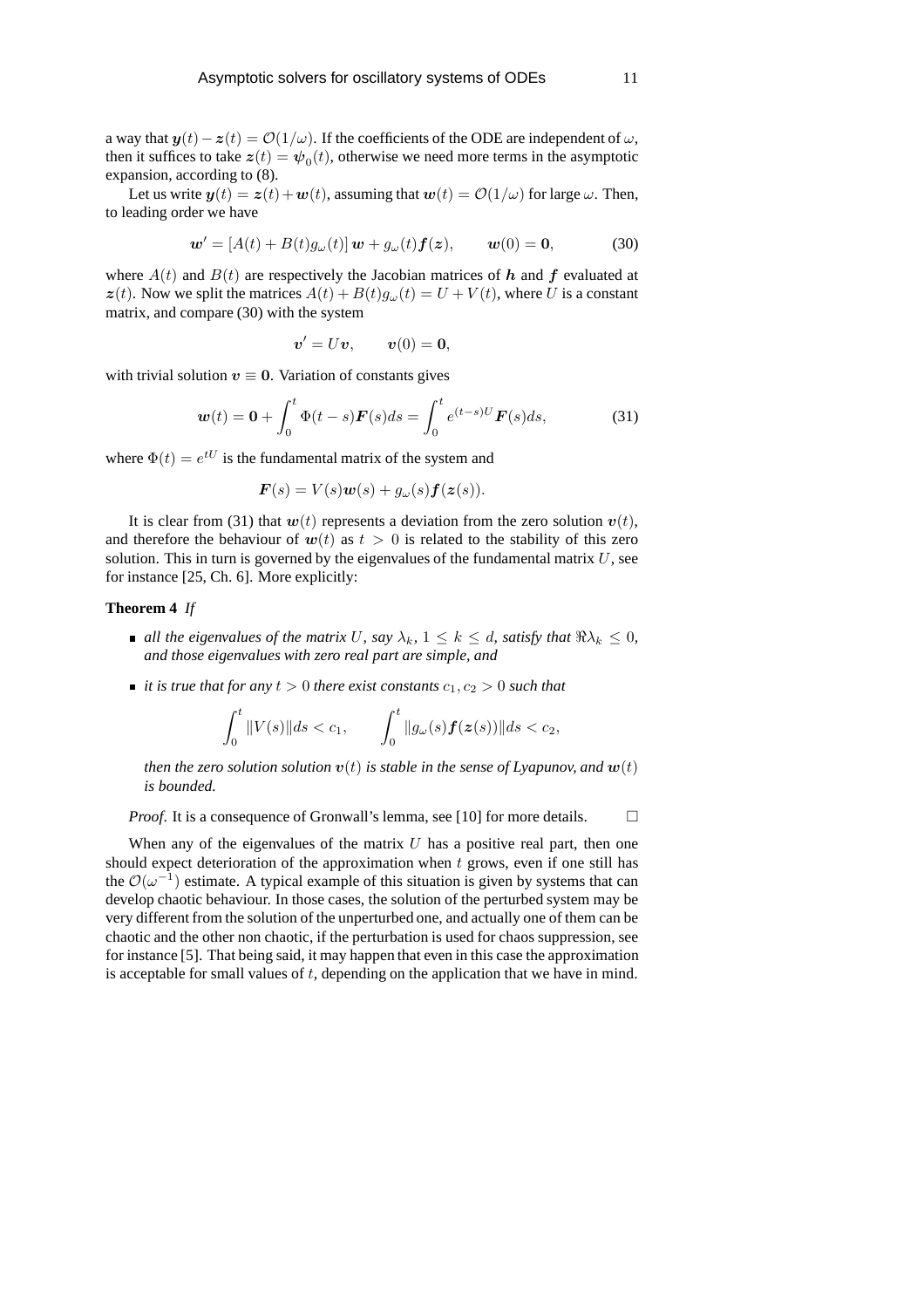a way that $\boldsymbol{y}(t) - \boldsymbol{z}(t) = \mathcal{O}(1/\omega)$. If the coefficients of the ODE are independent of $\omega$, then it suffices to take $\boldsymbol{z}(t) = \boldsymbol{\psi}_0(t)$, otherwise we need more terms in the asymptotic expansion, according to (8).

Let us write $\boldsymbol{y}(t) = \boldsymbol{z}(t) + \boldsymbol{w}(t)$, assuming that $\boldsymbol{w}(t) = \mathcal{O}(1/\omega)$ for large $\omega$. Then, to leading order we have

$$\boldsymbol{w}' = [A(t) + B(t)g_\omega(t)]\,\boldsymbol{w} + g_\omega(t)\boldsymbol{f}(\boldsymbol{z}), \qquad \boldsymbol{w}(0) = \boldsymbol{0}, \tag{30}$$

where $A(t)$ and $B(t)$ are respectively the Jacobian matrices of $\boldsymbol{h}$ and $\boldsymbol{f}$ evaluated at $\boldsymbol{z}(t)$. Now we split the matrices $A(t) + B(t)g_\omega(t) = U + V(t)$, where $U$ is a constant matrix, and compare (30) with the system

$$\boldsymbol{v}' = U\boldsymbol{v}, \qquad \boldsymbol{v}(0) = \boldsymbol{0},$$

with trivial solution $\boldsymbol{v} \equiv \boldsymbol{0}$. Variation of constants gives

$$\boldsymbol{w}(t) = \boldsymbol{0} + \int_0^t \Phi(t-s)\boldsymbol{F}(s)ds = \int_0^t e^{(t-s)U}\boldsymbol{F}(s)ds, \tag{31}$$

where $\Phi(t) = e^{tU}$ is the fundamental matrix of the system and

$$\boldsymbol{F}(s) = V(s)\boldsymbol{w}(s) + g_\omega(s)\boldsymbol{f}(\boldsymbol{z}(s)).$$

It is clear from (31) that $\boldsymbol{w}(t)$ represents a deviation from the zero solution $\boldsymbol{v}(t)$, and therefore the behaviour of $\boldsymbol{w}(t)$ as $t > 0$ is related to the stability of this zero solution. This in turn is governed by the eigenvalues of the fundamental matrix $U$, see for instance [25, Ch. 6]. More explicitly:

**Theorem 4** *If*

- *all the eigenvalues of the matrix $U$, say $\lambda_k$, $1 \leq k \leq d$, satisfy that $\Re\lambda_k \leq 0$, and those eigenvalues with zero real part are simple, and*
- *it is true that for any $t > 0$ there exist constants $c_1, c_2 > 0$ such that*

$$\int_0^t \|V(s)\|ds < c_1, \qquad \int_0^t \|g_\omega(s)\boldsymbol{f}(\boldsymbol{z}(s))\|ds < c_2,$$

*then the zero solution solution $\boldsymbol{v}(t)$ is stable in the sense of Lyapunov, and $\boldsymbol{w}(t)$ is bounded.*

*Proof.* It is a consequence of Gronwall's lemma, see [10] for more details. □

When any of the eigenvalues of the matrix $U$ has a positive real part, then one should expect deterioration of the approximation when $t$ grows, even if one still has the $\mathcal{O}(\omega^{-1})$ estimate. A typical example of this situation is given by systems that can develop chaotic behaviour. In those cases, the solution of the perturbed system may be very different from the solution of the unperturbed one, and actually one of them can be chaotic and the other non chaotic, if the perturbation is used for chaos suppression, see for instance [5]. That being said, it may happen that even in this case the approximation is acceptable for small values of $t$, depending on the application that we have in mind.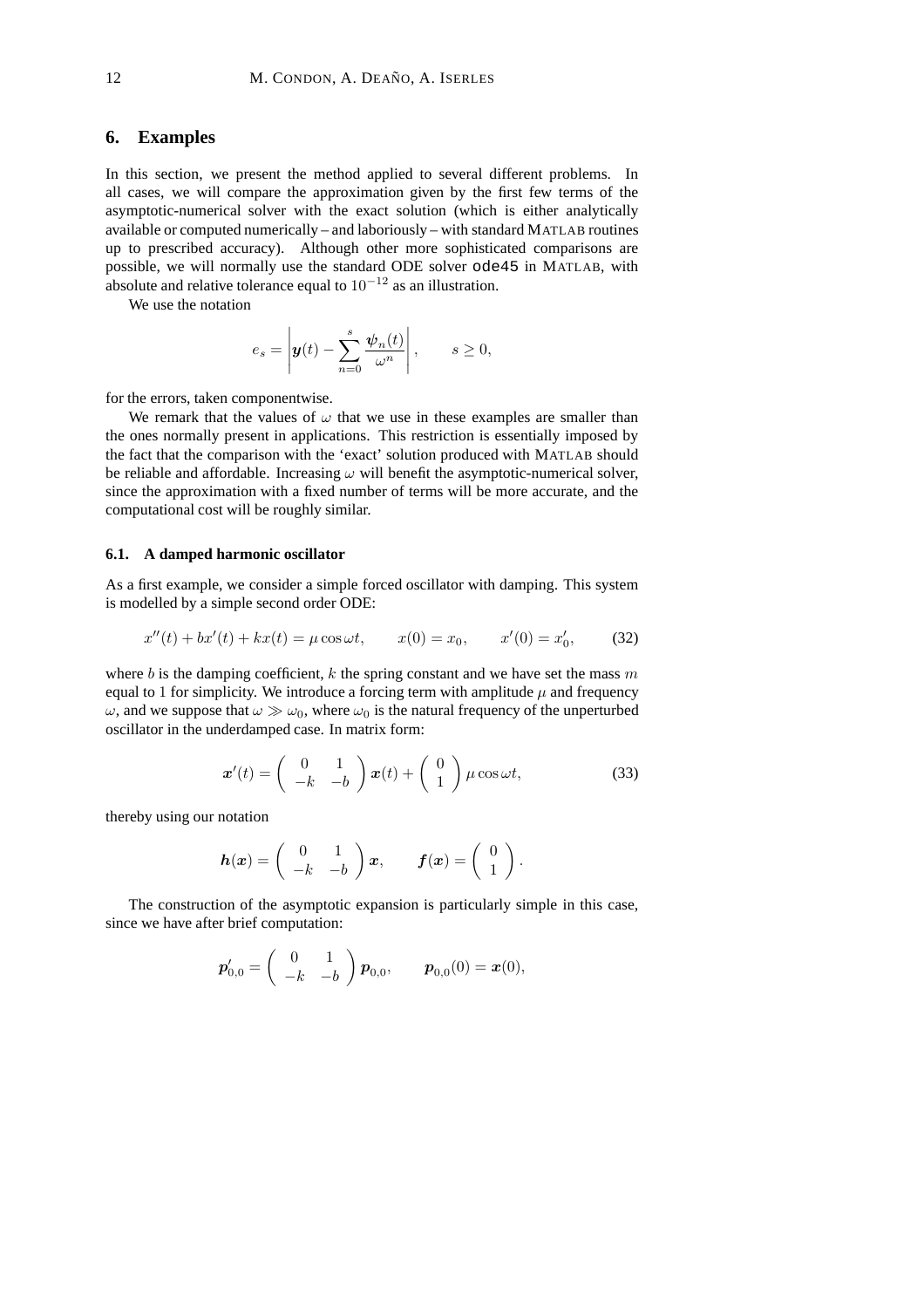## 6. Examples

In this section, we present the method applied to several different problems. In all cases, we will compare the approximation given by the first few terms of the asymptotic-numerical solver with the exact solution (which is either analytically available or computed numerically – and laboriously – with standard MATLAB routines up to prescribed accuracy). Although other more sophisticated comparisons are possible, we will normally use the standard ODE solver `ode45` in MATLAB, with absolute and relative tolerance equal to $10^{-12}$ as an illustration.

We use the notation

$$e_s = \left| \boldsymbol{y}(t) - \sum_{n=0}^{s} \frac{\boldsymbol{\psi}_n(t)}{\omega^n} \right|, \qquad s \geq 0,$$

for the errors, taken componentwise.

We remark that the values of $\omega$ that we use in these examples are smaller than the ones normally present in applications. This restriction is essentially imposed by the fact that the comparison with the 'exact' solution produced with MATLAB should be reliable and affordable. Increasing $\omega$ will benefit the asymptotic-numerical solver, since the approximation with a fixed number of terms will be more accurate, and the computational cost will be roughly similar.

### 6.1. A damped harmonic oscillator

As a first example, we consider a simple forced oscillator with damping. This system is modelled by a simple second order ODE:

$$x''(t) + bx'(t) + kx(t) = \mu \cos \omega t, \qquad x(0) = x_0, \qquad x'(0) = x_0', \tag{32}$$

where $b$ is the damping coefficient, $k$ the spring constant and we have set the mass $m$ equal to 1 for simplicity. We introduce a forcing term with amplitude $\mu$ and frequency $\omega$, and we suppose that $\omega \gg \omega_0$, where $\omega_0$ is the natural frequency of the unperturbed oscillator in the underdamped case. In matrix form:

$$\boldsymbol{x}'(t) = \begin{pmatrix} 0 & 1 \\ -k & -b \end{pmatrix} \boldsymbol{x}(t) + \begin{pmatrix} 0 \\ 1 \end{pmatrix} \mu \cos \omega t, \tag{33}$$

thereby using our notation

$$\boldsymbol{h}(\boldsymbol{x}) = \begin{pmatrix} 0 & 1 \\ -k & -b \end{pmatrix} \boldsymbol{x}, \qquad \boldsymbol{f}(\boldsymbol{x}) = \begin{pmatrix} 0 \\ 1 \end{pmatrix}.$$

The construction of the asymptotic expansion is particularly simple in this case, since we have after brief computation:

$$\boldsymbol{p}_{0,0}' = \begin{pmatrix} 0 & 1 \\ -k & -b \end{pmatrix} \boldsymbol{p}_{0,0}, \qquad \boldsymbol{p}_{0,0}(0) = \boldsymbol{x}(0),$$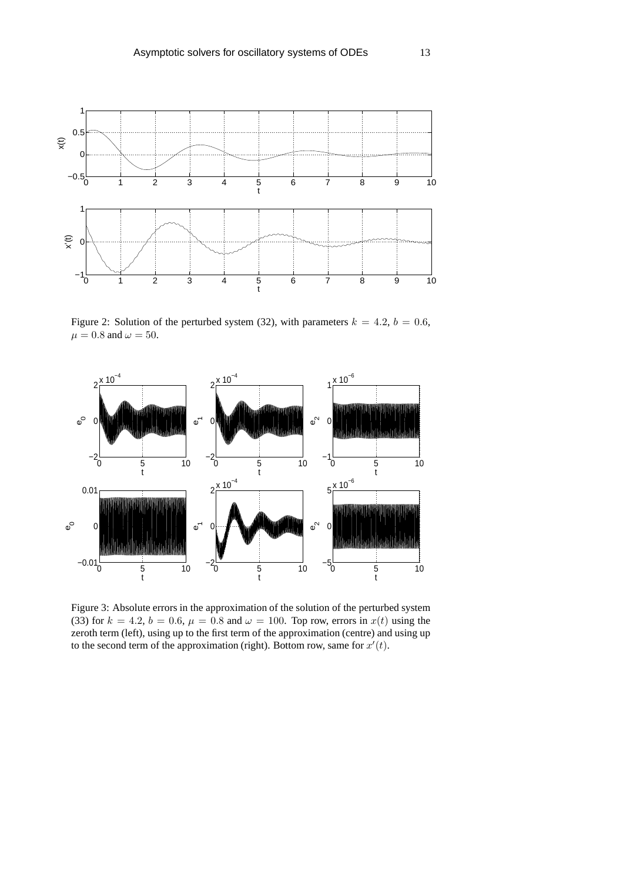Figure 2: Solution of the perturbed system (32), with parameters $k = 4.2$, $b = 0.6$, $\mu = 0.8$ and $\omega = 50$.

Figure 3: Absolute errors in the approximation of the solution of the perturbed system (33) for $k = 4.2$, $b = 0.6$, $\mu = 0.8$ and $\omega = 100$. Top row, errors in $x(t)$ using the zeroth term (left), using up to the first term of the approximation (centre) and using up to the second term of the approximation (right). Bottom row, same for $x'(t)$.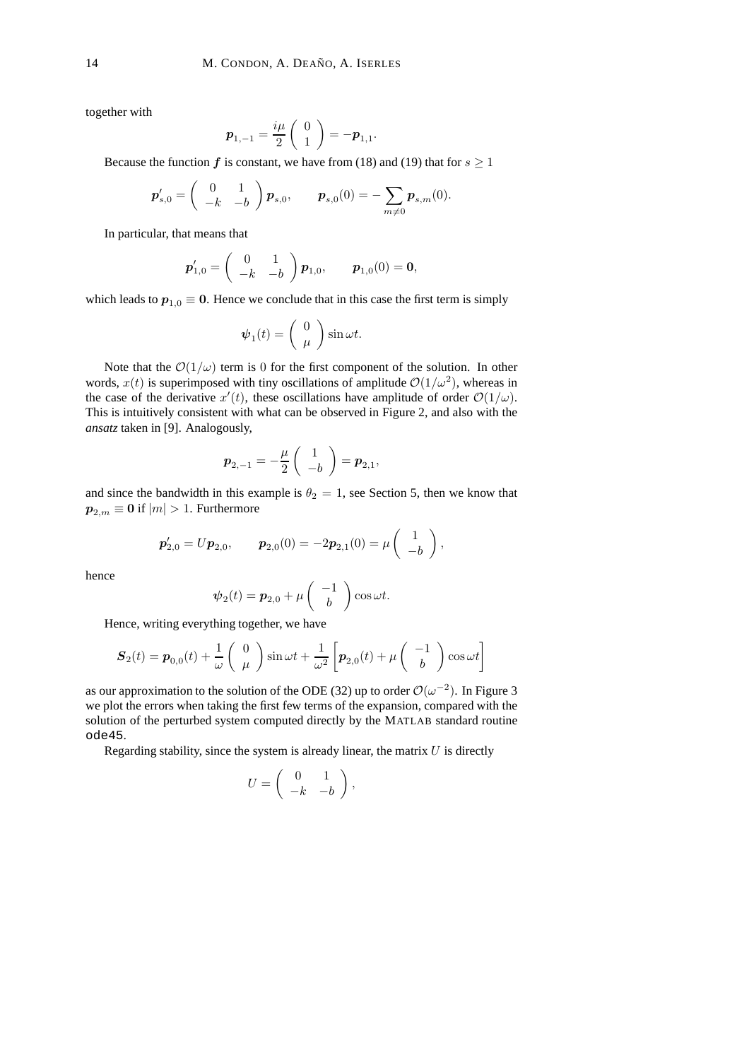together with

$$\boldsymbol{p}_{1,-1} = \frac{i\mu}{2} \left( \begin{array}{c} 0 \\ 1 \end{array} \right) = -\boldsymbol{p}_{1,1}.$$

Because the function $\boldsymbol{f}$ is constant, we have from (18) and (19) that for $s \geq 1$

$$\boldsymbol{p}_{s,0}' = \left( \begin{array}{cc} 0 & 1 \\ -k & -b \end{array} \right) \boldsymbol{p}_{s,0}, \qquad \boldsymbol{p}_{s,0}(0) = -\sum_{m \neq 0} \boldsymbol{p}_{s,m}(0).$$

In particular, that means that

$$\boldsymbol{p}_{1,0}' = \left( \begin{array}{cc} 0 & 1 \\ -k & -b \end{array} \right) \boldsymbol{p}_{1,0}, \qquad \boldsymbol{p}_{1,0}(0) = \boldsymbol{0},$$

which leads to $\boldsymbol{p}_{1,0} \equiv \boldsymbol{0}$. Hence we conclude that in this case the first term is simply

$$\boldsymbol{\psi}_1(t) = \left( \begin{array}{c} 0 \\ \mu \end{array} \right) \sin \omega t.$$

Note that the $\mathcal{O}(1/\omega)$ term is 0 for the first component of the solution. In other words, $x(t)$ is superimposed with tiny oscillations of amplitude $\mathcal{O}(1/\omega^2)$, whereas in the case of the derivative $x'(t)$, these oscillations have amplitude of order $\mathcal{O}(1/\omega)$. This is intuitively consistent with what can be observed in Figure 2, and also with the *ansatz* taken in [9]. Analogously,

$$\boldsymbol{p}_{2,-1} = -\frac{\mu}{2} \left( \begin{array}{c} 1 \\ -b \end{array} \right) = \boldsymbol{p}_{2,1},$$

and since the bandwidth in this example is $\theta_2 = 1$, see Section 5, then we know that $\boldsymbol{p}_{2,m} \equiv \boldsymbol{0}$ if $|m| > 1$. Furthermore

$$\boldsymbol{p}_{2,0}' = U \boldsymbol{p}_{2,0}, \qquad \boldsymbol{p}_{2,0}(0) = -2\boldsymbol{p}_{2,1}(0) = \mu \left( \begin{array}{c} 1 \\ -b \end{array} \right),$$

hence

$$\boldsymbol{\psi}_2(t) = \boldsymbol{p}_{2,0} + \mu \left( \begin{array}{c} -1 \\ b \end{array} \right) \cos \omega t.$$

Hence, writing everything together, we have

$$\boldsymbol{S}_2(t) = \boldsymbol{p}_{0,0}(t) + \frac{1}{\omega} \left( \begin{array}{c} 0 \\ \mu \end{array} \right) \sin \omega t + \frac{1}{\omega^2} \left[ \boldsymbol{p}_{2,0}(t) + \mu \left( \begin{array}{c} -1 \\ b \end{array} \right) \cos \omega t \right]$$

as our approximation to the solution of the ODE (32) up to order $\mathcal{O}(\omega^{-2})$. In Figure 3 we plot the errors when taking the first few terms of the expansion, compared with the solution of the perturbed system computed directly by the MATLAB standard routine `ode45`.

Regarding stability, since the system is already linear, the matrix $U$ is directly

$$U = \left( \begin{array}{cc} 0 & 1 \\ -k & -b \end{array} \right),$$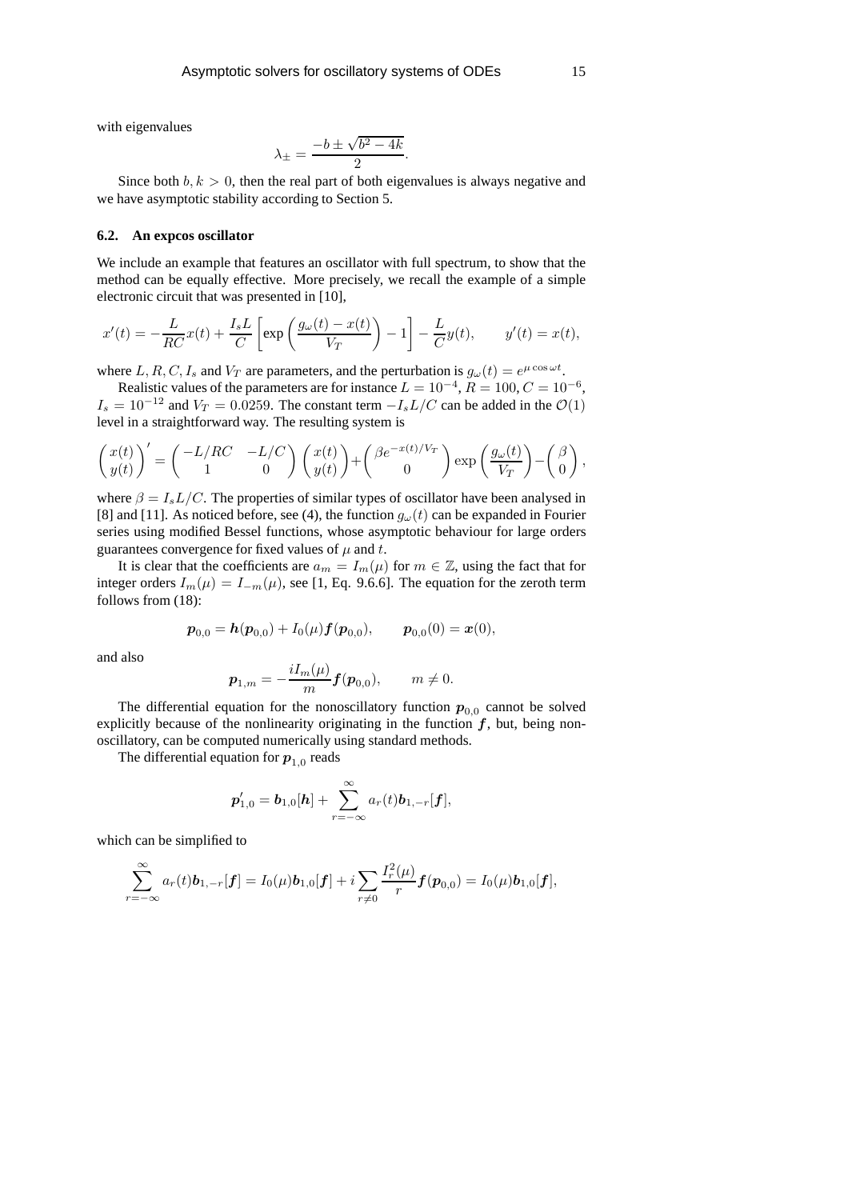with eigenvalues

$$\lambda_{\pm} = \frac{-b \pm \sqrt{b^2 - 4k}}{2}.$$

Since both $b, k > 0$, then the real part of both eigenvalues is always negative and we have asymptotic stability according to Section 5.

### 6.2. An expcos oscillator

We include an example that features an oscillator with full spectrum, to show that the method can be equally effective. More precisely, we recall the example of a simple electronic circuit that was presented in [10],

$$x'(t) = -\frac{L}{RC}x(t) + \frac{I_s L}{C}\left[\exp\left(\frac{g_\omega(t) - x(t)}{V_T}\right) - 1\right] - \frac{L}{C}y(t), \qquad y'(t) = x(t),$$

where $L, R, C, I_s$ and $V_T$ are parameters, and the perturbation is $g_\omega(t) = e^{\mu \cos \omega t}$.

Realistic values of the parameters are for instance $L = 10^{-4}$, $R = 100$, $C = 10^{-6}$, $I_s = 10^{-12}$ and $V_T = 0.0259$. The constant term $-I_s L/C$ can be added in the $\mathcal{O}(1)$ level in a straightforward way. The resulting system is

$$\begin{pmatrix} x(t) \\ y(t) \end{pmatrix}' = \begin{pmatrix} -L/RC & -L/C \\ 1 & 0 \end{pmatrix} \begin{pmatrix} x(t) \\ y(t) \end{pmatrix} + \begin{pmatrix} \beta e^{-x(t)/V_T} \\ 0 \end{pmatrix} \exp\left(\frac{g_\omega(t)}{V_T}\right) - \begin{pmatrix} \beta \\ 0 \end{pmatrix},$$

where $\beta = I_s L/C$. The properties of similar types of oscillator have been analysed in [8] and [11]. As noticed before, see (4), the function $g_\omega(t)$ can be expanded in Fourier series using modified Bessel functions, whose asymptotic behaviour for large orders guarantees convergence for fixed values of $\mu$ and $t$.

It is clear that the coefficients are $a_m = I_m(\mu)$ for $m \in \mathbb{Z}$, using the fact that for integer orders $I_m(\mu) = I_{-m}(\mu)$, see [1, Eq. 9.6.6]. The equation for the zeroth term follows from (18):

$$\boldsymbol{p}_{0,0} = \boldsymbol{h}(\boldsymbol{p}_{0,0}) + I_0(\mu)\boldsymbol{f}(\boldsymbol{p}_{0,0}), \qquad \boldsymbol{p}_{0,0}(0) = \boldsymbol{x}(0),$$

and also

$$\boldsymbol{p}_{1,m} = -\frac{iI_m(\mu)}{m}\boldsymbol{f}(\boldsymbol{p}_{0,0}), \qquad m \neq 0.$$

The differential equation for the nonoscillatory function $\boldsymbol{p}_{0,0}$ cannot be solved explicitly because of the nonlinearity originating in the function $\boldsymbol{f}$, but, being nonoscillatory, can be computed numerically using standard methods.

The differential equation for $\boldsymbol{p}_{1,0}$ reads

$$\boldsymbol{p}_{1,0}' = \boldsymbol{b}_{1,0}[\boldsymbol{h}] + \sum_{r=-\infty}^{\infty} a_r(t)\boldsymbol{b}_{1,-r}[\boldsymbol{f}],$$

which can be simplified to

$$\sum_{r=-\infty}^{\infty} a_r(t)\boldsymbol{b}_{1,-r}[\boldsymbol{f}] = I_0(\mu)\boldsymbol{b}_{1,0}[\boldsymbol{f}] + i\sum_{r\neq 0}\frac{I_r^2(\mu)}{r}\boldsymbol{f}(\boldsymbol{p}_{0,0}) = I_0(\mu)\boldsymbol{b}_{1,0}[\boldsymbol{f}],$$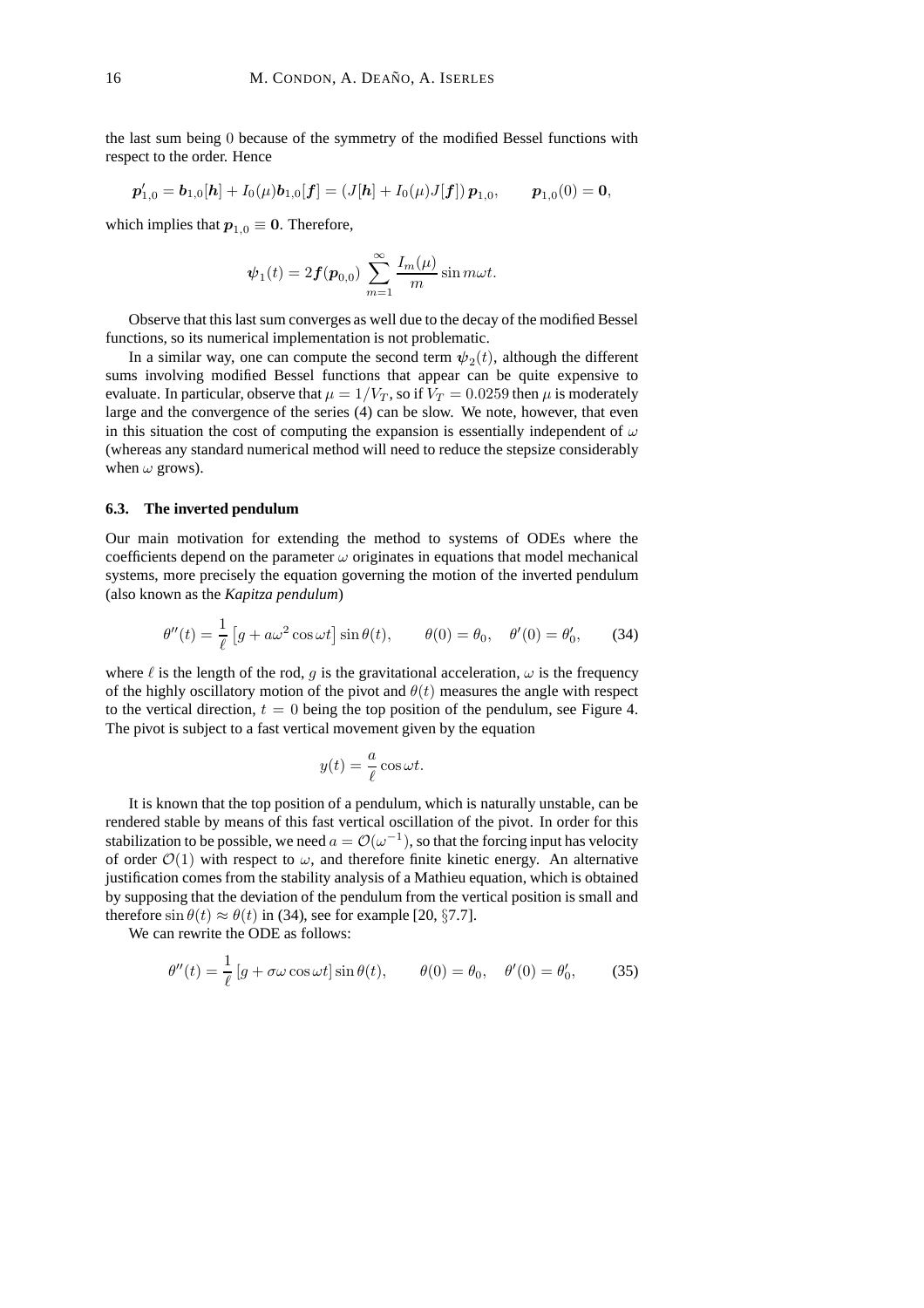the last sum being 0 because of the symmetry of the modified Bessel functions with respect to the order. Hence

$$\boldsymbol{p}_{1,0}' = \boldsymbol{b}_{1,0}[\boldsymbol{h}] + I_0(\mu)\boldsymbol{b}_{1,0}[\boldsymbol{f}] = (J[\boldsymbol{h}] + I_0(\mu)J[\boldsymbol{f}])\,\boldsymbol{p}_{1,0}, \qquad \boldsymbol{p}_{1,0}(0) = \boldsymbol{0},$$

which implies that $\boldsymbol{p}_{1,0} \equiv \boldsymbol{0}$. Therefore,

$$\boldsymbol{\psi}_1(t) = 2\boldsymbol{f}(\boldsymbol{p}_{0,0}) \sum_{m=1}^{\infty} \frac{I_m(\mu)}{m} \sin m\omega t.$$

Observe that this last sum converges as well due to the decay of the modified Bessel functions, so its numerical implementation is not problematic.

In a similar way, one can compute the second term $\boldsymbol{\psi}_2(t)$, although the different sums involving modified Bessel functions that appear can be quite expensive to evaluate. In particular, observe that $\mu = 1/V_T$, so if $V_T = 0.0259$ then $\mu$ is moderately large and the convergence of the series (4) can be slow. We note, however, that even in this situation the cost of computing the expansion is essentially independent of $\omega$ (whereas any standard numerical method will need to reduce the stepsize considerably when $\omega$ grows).

### 6.3. The inverted pendulum

Our main motivation for extending the method to systems of ODEs where the coefficients depend on the parameter $\omega$ originates in equations that model mechanical systems, more precisely the equation governing the motion of the inverted pendulum (also known as the *Kapitza pendulum*)

$$\theta''(t) = \frac{1}{\ell}\left[g + a\omega^2 \cos\omega t\right] \sin\theta(t), \qquad \theta(0) = \theta_0, \quad \theta'(0) = \theta_0', \qquad (34)$$

where $\ell$ is the length of the rod, $g$ is the gravitational acceleration, $\omega$ is the frequency of the highly oscillatory motion of the pivot and $\theta(t)$ measures the angle with respect to the vertical direction, $t = 0$ being the top position of the pendulum, see Figure 4. The pivot is subject to a fast vertical movement given by the equation

$$y(t) = \frac{a}{\ell}\cos\omega t.$$

It is known that the top position of a pendulum, which is naturally unstable, can be rendered stable by means of this fast vertical oscillation of the pivot. In order for this stabilization to be possible, we need $a = \mathcal{O}(\omega^{-1})$, so that the forcing input has velocity of order $\mathcal{O}(1)$ with respect to $\omega$, and therefore finite kinetic energy. An alternative justification comes from the stability analysis of a Mathieu equation, which is obtained by supposing that the deviation of the pendulum from the vertical position is small and therefore $\sin\theta(t) \approx \theta(t)$ in (34), see for example [20, §7.7].

We can rewrite the ODE as follows:

$$\theta''(t) = \frac{1}{\ell}\left[g + \sigma\omega \cos\omega t\right] \sin\theta(t), \qquad \theta(0) = \theta_0, \quad \theta'(0) = \theta_0', \qquad (35)$$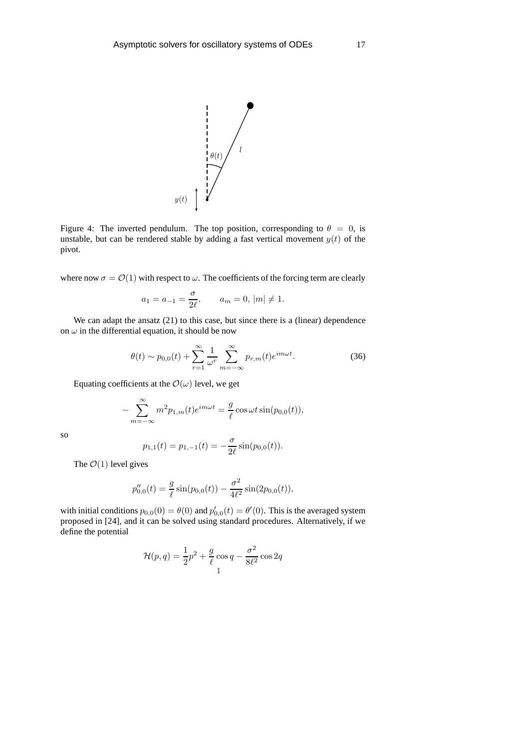Figure 4: The inverted pendulum. The top position, corresponding to $\theta = 0$, is unstable, but can be rendered stable by adding a fast vertical movement $y(t)$ of the pivot.

where now $\sigma = \mathcal{O}(1)$ with respect to $\omega$. The coefficients of the forcing term are clearly

$$a_1 = a_{-1} = \frac{\sigma}{2\ell}, \qquad a_m = 0, \, |m| \neq 1.$$

We can adapt the ansatz (21) to this case, but since there is a (linear) dependence on $\omega$ in the differential equation, it should be now

$$\theta(t) \sim p_{0,0}(t) + \sum_{r=1}^{\infty} \frac{1}{\omega^r} \sum_{m=-\infty}^{\infty} p_{r,m}(t) e^{im\omega t}. \tag{36}$$

Equating coefficients at the $\mathcal{O}(\omega)$ level, we get

$$-\sum_{m=-\infty}^{\infty} m^2 p_{1,m}(t) e^{im\omega t} = \frac{g}{\ell} \cos \omega t \sin(p_{0,0}(t)),$$

so

$$p_{1,1}(t) = p_{1,-1}(t) = -\frac{\sigma}{2\ell} \sin(p_{0,0}(t)).$$

The $\mathcal{O}(1)$ level gives

$$p_{0,0}''(t) = \frac{g}{\ell} \sin(p_{0,0}(t)) - \frac{\sigma^2}{4\ell^2} \sin(2p_{0,0}(t)),$$

with initial conditions $p_{0,0}(0) = \theta(0)$ and $p_{0,0}'(t) = \theta'(0)$. This is the averaged system proposed in [24], and it can be solved using standard procedures. Alternatively, if we define the potential

$$\mathcal{H}(p, q) = \frac{1}{2} p^2 + \frac{g}{\ell} \cos q - \frac{\sigma^2}{8\ell^2} \cos 2q$$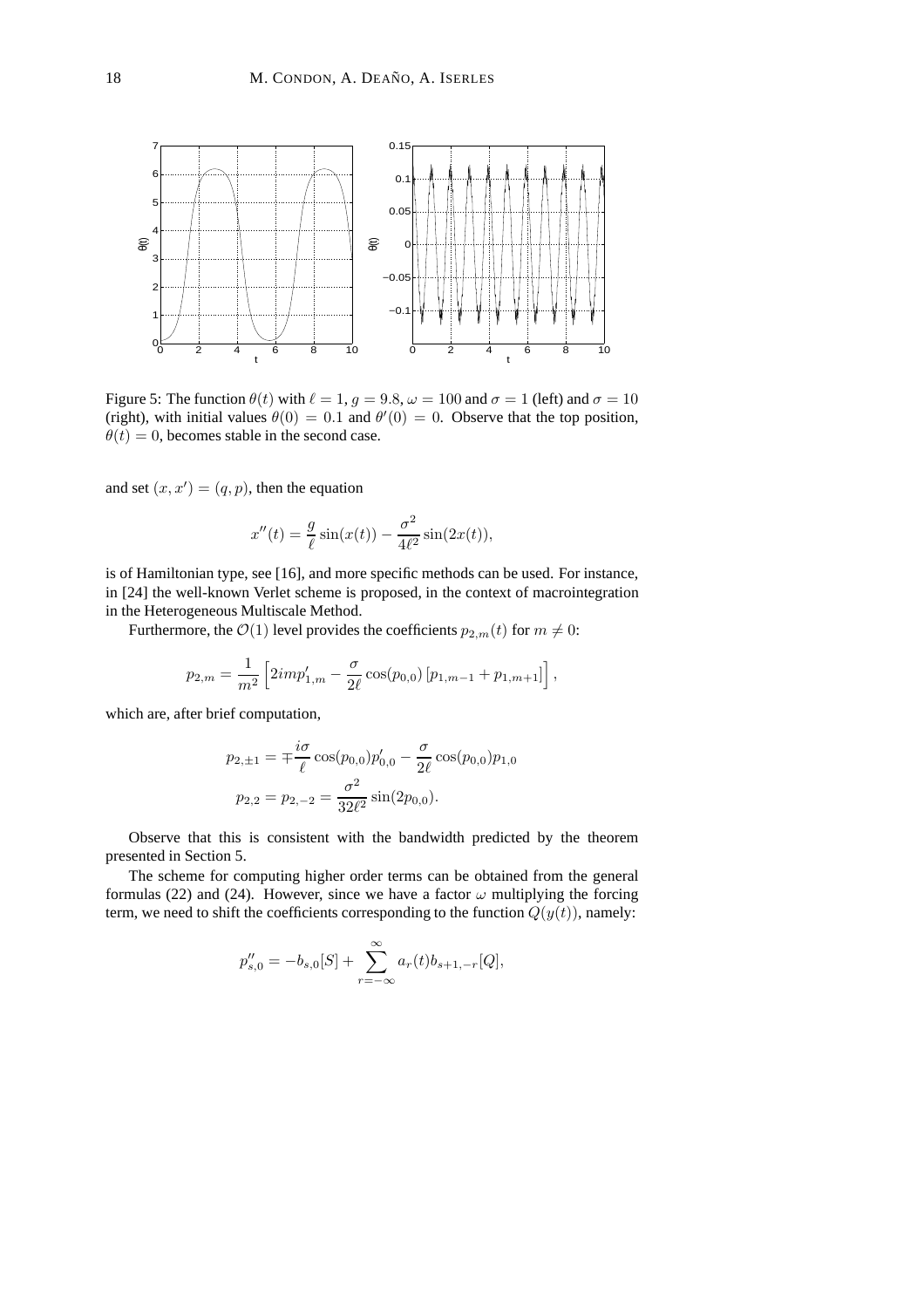Figure 5: The function $\theta(t)$ with $\ell = 1$, $g = 9.8$, $\omega = 100$ and $\sigma = 1$ (left) and $\sigma = 10$ (right), with initial values $\theta(0) = 0.1$ and $\theta'(0) = 0$. Observe that the top position, $\theta(t) = 0$, becomes stable in the second case.

and set $(x, x') = (q, p)$, then the equation

$$x''(t) = \frac{g}{\ell}\sin(x(t)) - \frac{\sigma^2}{4\ell^2}\sin(2x(t)),$$

is of Hamiltonian type, see [16], and more specific methods can be used. For instance, in [24] the well-known Verlet scheme is proposed, in the context of macrointegration in the Heterogeneous Multiscale Method.

Furthermore, the $\mathcal{O}(1)$ level provides the coefficients $p_{2,m}(t)$ for $m \neq 0$:

$$p_{2,m} = \frac{1}{m^2}\left[2imp'_{1,m} - \frac{\sigma}{2\ell}\cos(p_{0,0})\left[p_{1,m-1} + p_{1,m+1}\right]\right],$$

which are, after brief computation,

$$p_{2,\pm 1} = \mp\frac{i\sigma}{\ell}\cos(p_{0,0})p'_{0,0} - \frac{\sigma}{2\ell}\cos(p_{0,0})p_{1,0}$$

$$p_{2,2} = p_{2,-2} = \frac{\sigma^2}{32\ell^2}\sin(2p_{0,0}).$$

Observe that this is consistent with the bandwidth predicted by the theorem presented in Section 5.

The scheme for computing higher order terms can be obtained from the general formulas (22) and (24). However, since we have a factor $\omega$ multiplying the forcing term, we need to shift the coefficients corresponding to the function $Q(y(t))$, namely:

$$p''_{s,0} = -b_{s,0}[S] + \sum_{r=-\infty}^{\infty} a_r(t) b_{s+1,-r}[Q],$$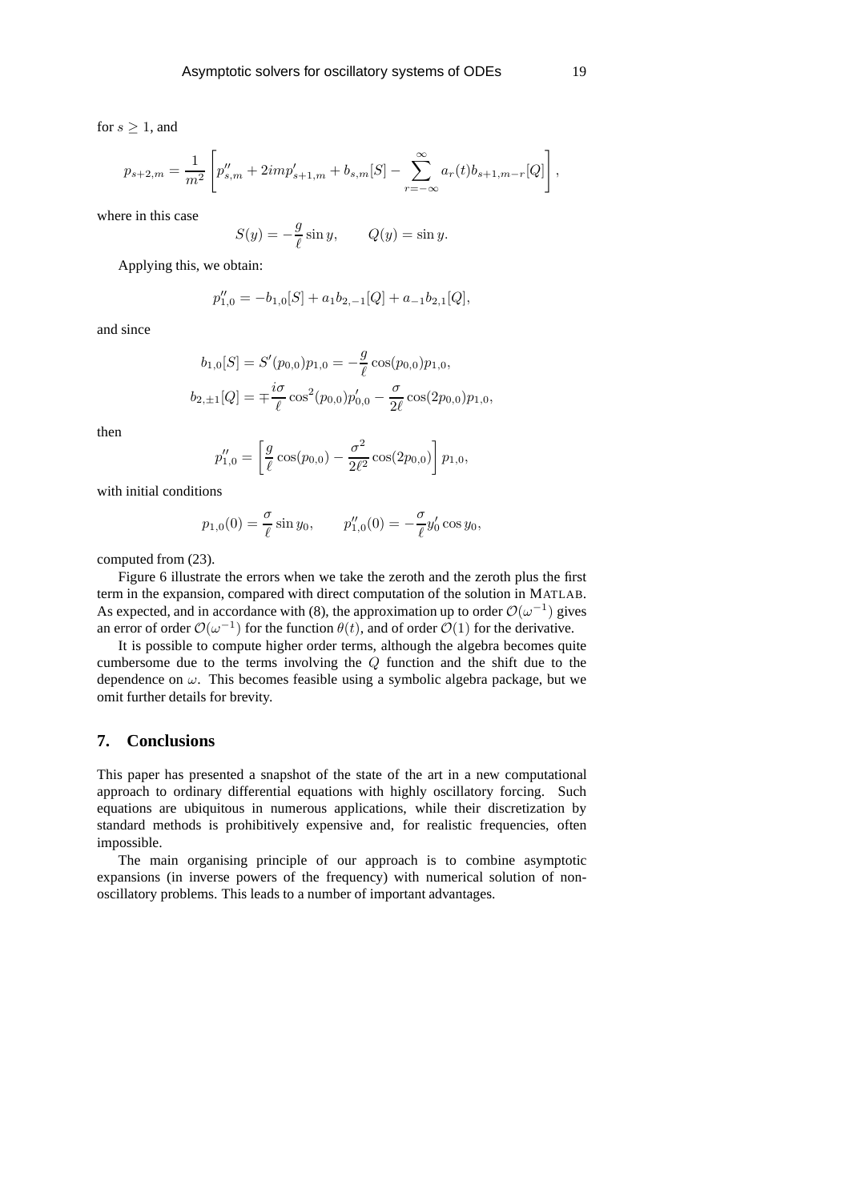for $s \geq 1$, and

$$p_{s+2,m} = \frac{1}{m^2}\left[p''_{s,m} + 2imp'_{s+1,m} + b_{s,m}[S] - \sum_{r=-\infty}^{\infty} a_r(t) b_{s+1,m-r}[Q]\right],$$

where in this case

$$S(y) = -\frac{g}{\ell}\sin y, \qquad Q(y) = \sin y.$$

Applying this, we obtain:

$$p''_{1,0} = -b_{1,0}[S] + a_1 b_{2,-1}[Q] + a_{-1} b_{2,1}[Q],$$

and since

$$b_{1,0}[S] = S'(p_{0,0})p_{1,0} = -\frac{g}{\ell}\cos(p_{0,0})p_{1,0},$$

$$b_{2,\pm 1}[Q] = \mp\frac{i\sigma}{\ell}\cos^2(p_{0,0})p'_{0,0} - \frac{\sigma}{2\ell}\cos(2p_{0,0})p_{1,0},$$

then

$$p''_{1,0} = \left[\frac{g}{\ell}\cos(p_{0,0}) - \frac{\sigma^2}{2\ell^2}\cos(2p_{0,0})\right]p_{1,0},$$

with initial conditions

$$p_{1,0}(0) = \frac{\sigma}{\ell}\sin y_0, \qquad p''_{1,0}(0) = -\frac{\sigma}{\ell}y'_0\cos y_0,$$

computed from (23).

Figure 6 illustrate the errors when we take the zeroth and the zeroth plus the first term in the expansion, compared with direct computation of the solution in MATLAB. As expected, and in accordance with (8), the approximation up to order $\mathcal{O}(\omega^{-1})$ gives an error of order $\mathcal{O}(\omega^{-1})$ for the function $\theta(t)$, and of order $\mathcal{O}(1)$ for the derivative.

It is possible to compute higher order terms, although the algebra becomes quite cumbersome due to the terms involving the $Q$ function and the shift due to the dependence on $\omega$. This becomes feasible using a symbolic algebra package, but we omit further details for brevity.

## 7. Conclusions

This paper has presented a snapshot of the state of the art in a new computational approach to ordinary differential equations with highly oscillatory forcing. Such equations are ubiquitous in numerous applications, while their discretization by standard methods is prohibitively expensive and, for realistic frequencies, often impossible.

The main organising principle of our approach is to combine asymptotic expansions (in inverse powers of the frequency) with numerical solution of non-oscillatory problems. This leads to a number of important advantages.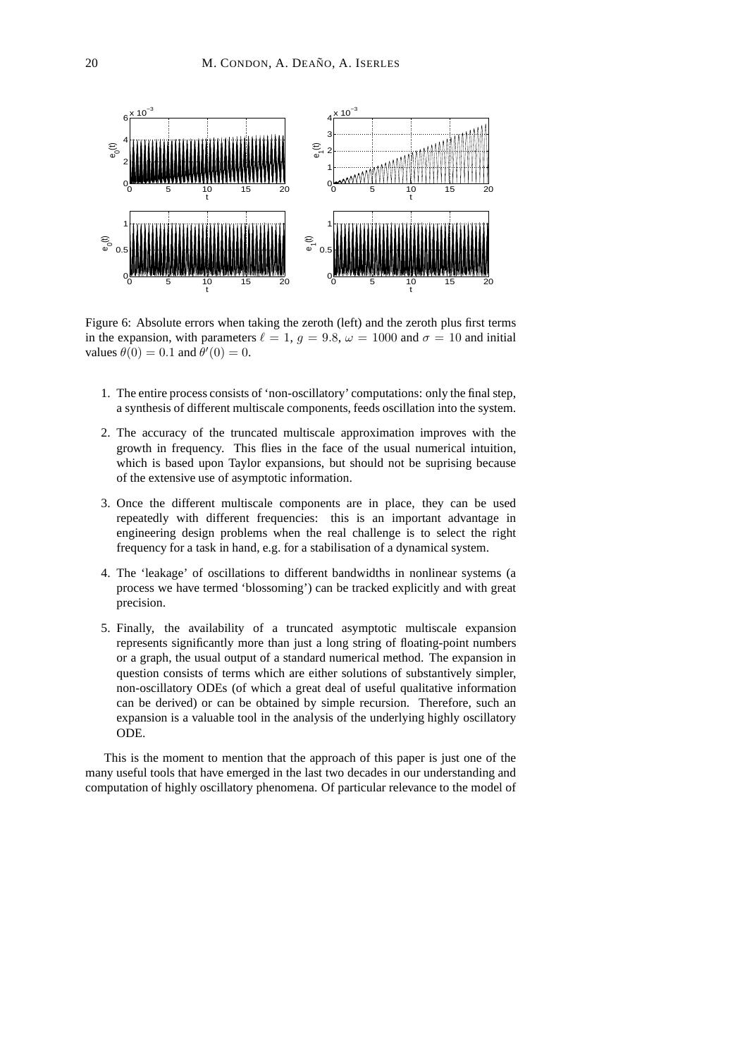Figure 6: Absolute errors when taking the zeroth (left) and the zeroth plus first terms in the expansion, with parameters $\ell = 1$, $g = 9.8$, $\omega = 1000$ and $\sigma = 10$ and initial values $\theta(0) = 0.1$ and $\theta'(0) = 0$.

1. The entire process consists of 'non-oscillatory' computations: only the final step, a synthesis of different multiscale components, feeds oscillation into the system.

2. The accuracy of the truncated multiscale approximation improves with the growth in frequency. This flies in the face of the usual numerical intuition, which is based upon Taylor expansions, but should not be suprising because of the extensive use of asymptotic information.

3. Once the different multiscale components are in place, they can be used repeatedly with different frequencies: this is an important advantage in engineering design problems when the real challenge is to select the right frequency for a task in hand, e.g. for a stabilisation of a dynamical system.

4. The 'leakage' of oscillations to different bandwidths in nonlinear systems (a process we have termed 'blossoming') can be tracked explicitly and with great precision.

5. Finally, the availability of a truncated asymptotic multiscale expansion represents significantly more than just a long string of floating-point numbers or a graph, the usual output of a standard numerical method. The expansion in question consists of terms which are either solutions of substantively simpler, non-oscillatory ODEs (of which a great deal of useful qualitative information can be derived) or can be obtained by simple recursion. Therefore, such an expansion is a valuable tool in the analysis of the underlying highly oscillatory ODE.

This is the moment to mention that the approach of this paper is just one of the many useful tools that have emerged in the last two decades in our understanding and computation of highly oscillatory phenomena. Of particular relevance to the model of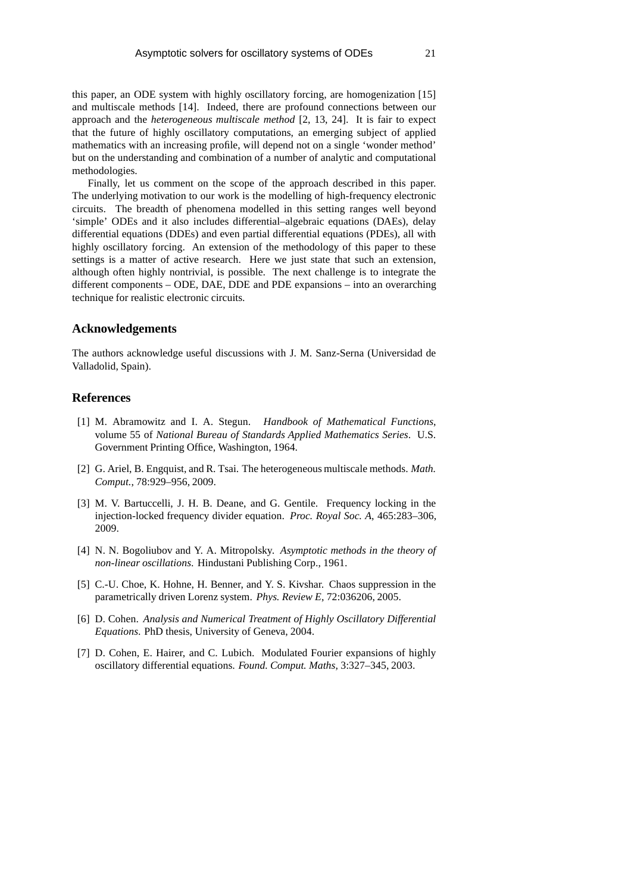this paper, an ODE system with highly oscillatory forcing, are homogenization [15] and multiscale methods [14]. Indeed, there are profound connections between our approach and the *heterogeneous multiscale method* [2, 13, 24]. It is fair to expect that the future of highly oscillatory computations, an emerging subject of applied mathematics with an increasing profile, will depend not on a single 'wonder method' but on the understanding and combination of a number of analytic and computational methodologies.

Finally, let us comment on the scope of the approach described in this paper. The underlying motivation to our work is the modelling of high-frequency electronic circuits. The breadth of phenomena modelled in this setting ranges well beyond 'simple' ODEs and it also includes differential–algebraic equations (DAEs), delay differential equations (DDEs) and even partial differential equations (PDEs), all with highly oscillatory forcing. An extension of the methodology of this paper to these settings is a matter of active research. Here we just state that such an extension, although often highly nontrivial, is possible. The next challenge is to integrate the different components – ODE, DAE, DDE and PDE expansions – into an overarching technique for realistic electronic circuits.

## Acknowledgements

The authors acknowledge useful discussions with J. M. Sanz-Serna (Universidad de Valladolid, Spain).

## References

[1] M. Abramowitz and I. A. Stegun. *Handbook of Mathematical Functions*, volume 55 of *National Bureau of Standards Applied Mathematics Series*. U.S. Government Printing Office, Washington, 1964.

[2] G. Ariel, B. Engquist, and R. Tsai. The heterogeneous multiscale methods. *Math. Comput.*, 78:929–956, 2009.

[3] M. V. Bartuccelli, J. H. B. Deane, and G. Gentile. Frequency locking in the injection-locked frequency divider equation. *Proc. Royal Soc. A*, 465:283–306, 2009.

[4] N. N. Bogoliubov and Y. A. Mitropolsky. *Asymptotic methods in the theory of non-linear oscillations*. Hindustani Publishing Corp., 1961.

[5] C.-U. Choe, K. Hohne, H. Benner, and Y. S. Kivshar. Chaos suppression in the parametrically driven Lorenz system. *Phys. Review E*, 72:036206, 2005.

[6] D. Cohen. *Analysis and Numerical Treatment of Highly Oscillatory Differential Equations*. PhD thesis, University of Geneva, 2004.

[7] D. Cohen, E. Hairer, and C. Lubich. Modulated Fourier expansions of highly oscillatory differential equations. *Found. Comput. Maths*, 3:327–345, 2003.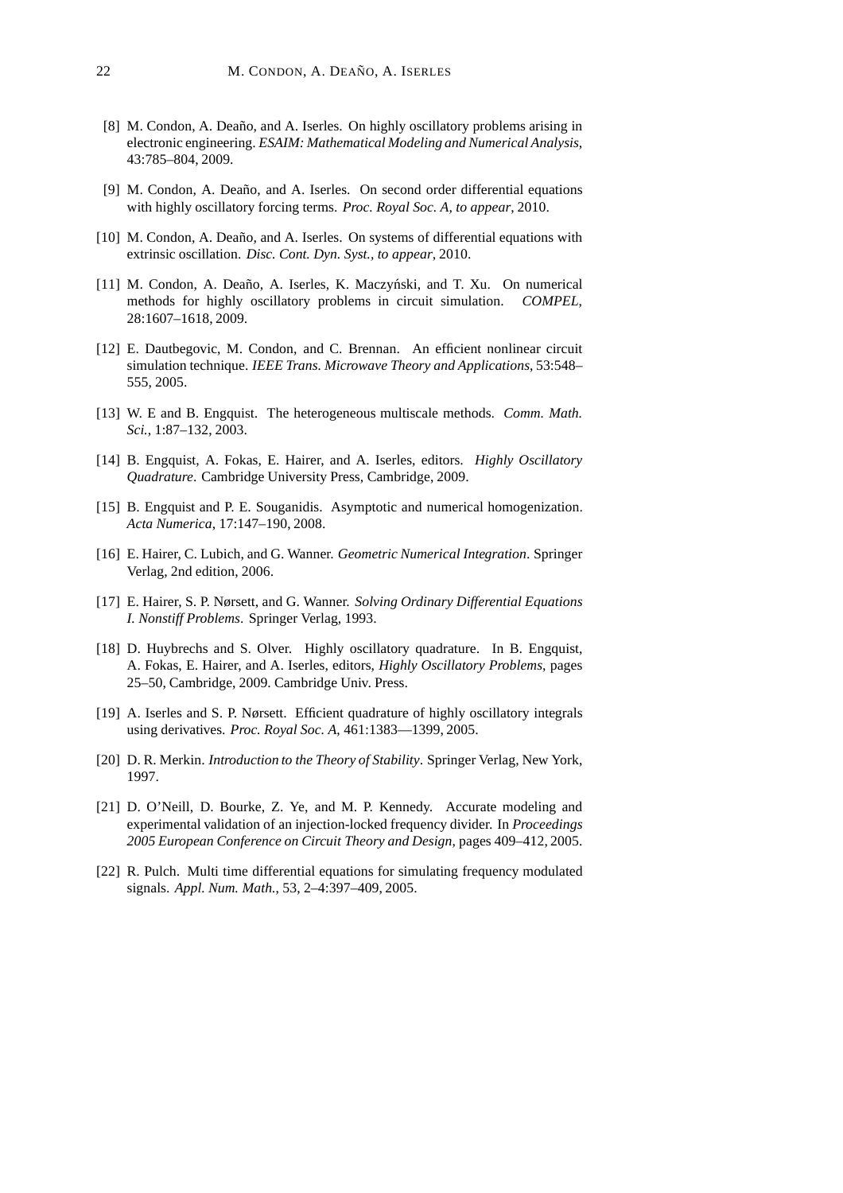[8] M. Condon, A. Deaño, and A. Iserles. On highly oscillatory problems arising in electronic engineering. *ESAIM: Mathematical Modeling and Numerical Analysis*, 43:785–804, 2009.

[9] M. Condon, A. Deaño, and A. Iserles. On second order differential equations with highly oscillatory forcing terms. *Proc. Royal Soc. A, to appear*, 2010.

[10] M. Condon, A. Deaño, and A. Iserles. On systems of differential equations with extrinsic oscillation. *Disc. Cont. Dyn. Syst., to appear*, 2010.

[11] M. Condon, A. Deaño, A. Iserles, K. Maczyński, and T. Xu. On numerical methods for highly oscillatory problems in circuit simulation. *COMPEL*, 28:1607–1618, 2009.

[12] E. Dautbegovic, M. Condon, and C. Brennan. An efficient nonlinear circuit simulation technique. *IEEE Trans. Microwave Theory and Applications*, 53:548–555, 2005.

[13] W. E and B. Engquist. The heterogeneous multiscale methods. *Comm. Math. Sci.*, 1:87–132, 2003.

[14] B. Engquist, A. Fokas, E. Hairer, and A. Iserles, editors. *Highly Oscillatory Quadrature*. Cambridge University Press, Cambridge, 2009.

[15] B. Engquist and P. E. Souganidis. Asymptotic and numerical homogenization. *Acta Numerica*, 17:147–190, 2008.

[16] E. Hairer, C. Lubich, and G. Wanner. *Geometric Numerical Integration*. Springer Verlag, 2nd edition, 2006.

[17] E. Hairer, S. P. Nørsett, and G. Wanner. *Solving Ordinary Differential Equations I. Nonstiff Problems*. Springer Verlag, 1993.

[18] D. Huybrechs and S. Olver. Highly oscillatory quadrature. In B. Engquist, A. Fokas, E. Hairer, and A. Iserles, editors, *Highly Oscillatory Problems*, pages 25–50, Cambridge, 2009. Cambridge Univ. Press.

[19] A. Iserles and S. P. Nørsett. Efficient quadrature of highly oscillatory integrals using derivatives. *Proc. Royal Soc. A*, 461:1383—1399, 2005.

[20] D. R. Merkin. *Introduction to the Theory of Stability*. Springer Verlag, New York, 1997.

[21] D. O'Neill, D. Bourke, Z. Ye, and M. P. Kennedy. Accurate modeling and experimental validation of an injection-locked frequency divider. In *Proceedings 2005 European Conference on Circuit Theory and Design*, pages 409–412, 2005.

[22] R. Pulch. Multi time differential equations for simulating frequency modulated signals. *Appl. Num. Math.*, 53, 2–4:397–409, 2005.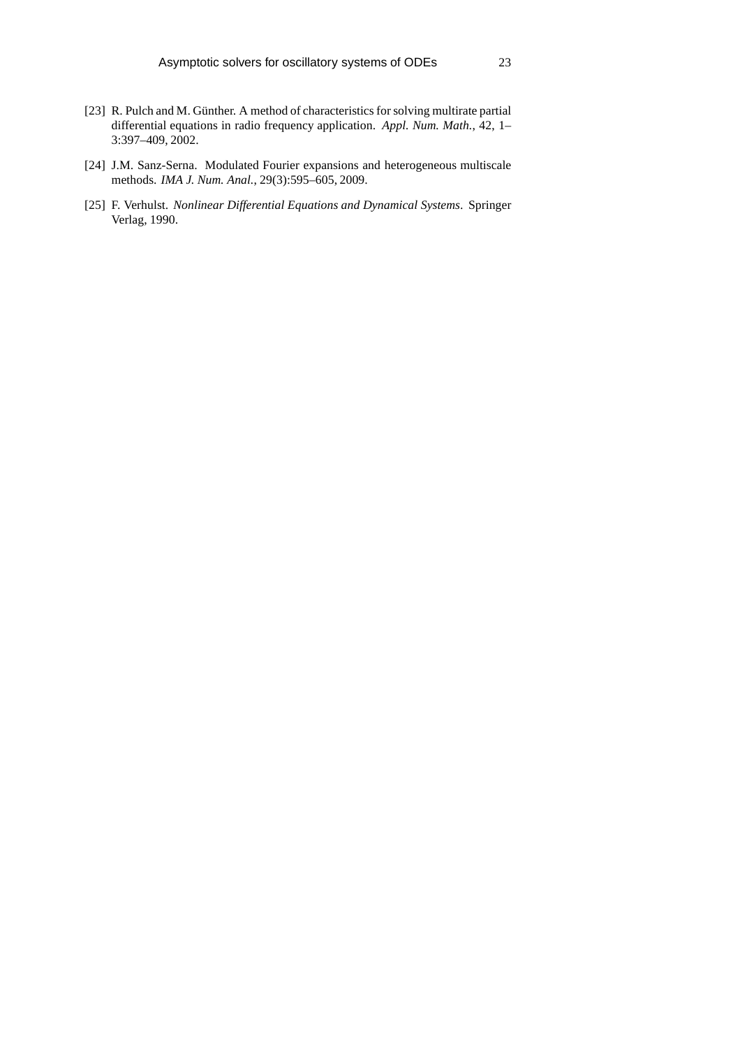[23] R. Pulch and M. Günther. A method of characteristics for solving multirate partial differential equations in radio frequency application. *Appl. Num. Math.*, 42, 1–3:397–409, 2002.

[24] J.M. Sanz-Serna. Modulated Fourier expansions and heterogeneous multiscale methods. *IMA J. Num. Anal.*, 29(3):595–605, 2009.

[25] F. Verhulst. *Nonlinear Differential Equations and Dynamical Systems*. Springer Verlag, 1990.